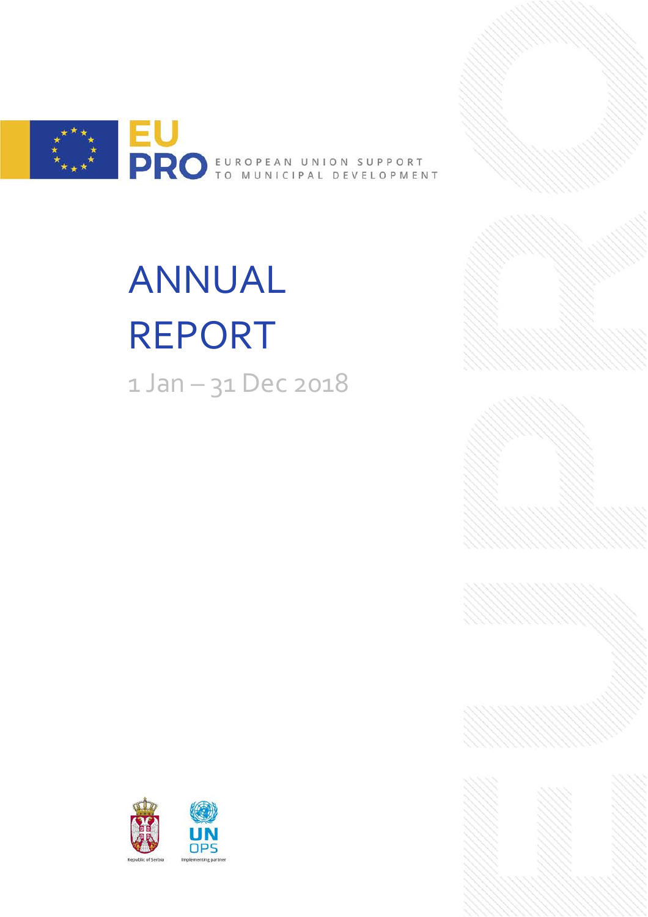EU PRO

EUROPEAN UNION SUPPORT TO MUNICIPAL DEVELOPMENT

# ANNUAL REPORT

1 Jan – 31 Dec 2018

Republic of Serbia

UNOPS

Implementing partner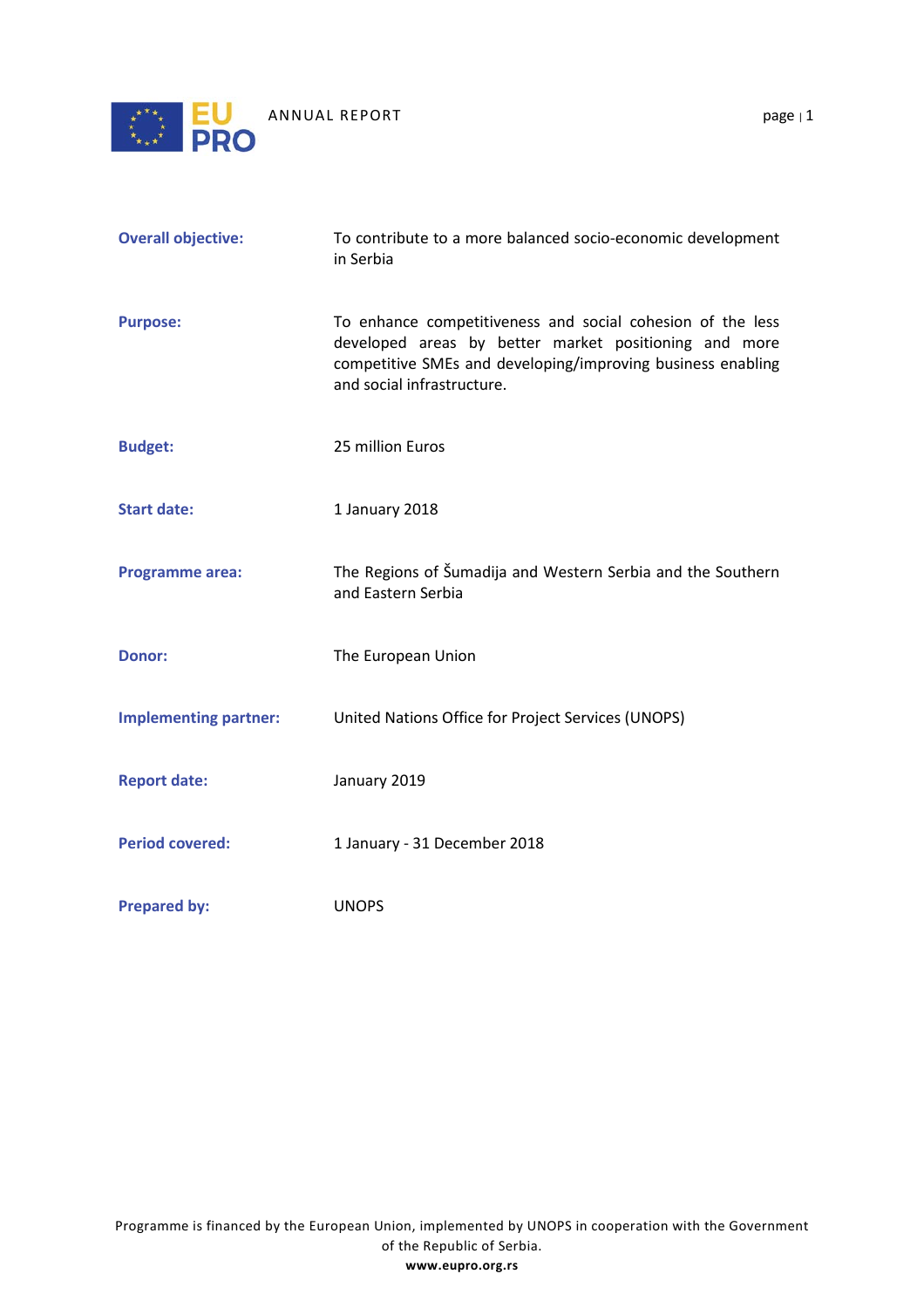| | |
|---|---|
| **Overall objective:** | To contribute to a more balanced socio-economic development in Serbia |
| **Purpose:** | To enhance competitiveness and social cohesion of the less developed areas by better market positioning and more competitive SMEs and developing/improving business enabling and social infrastructure. |
| **Budget:** | 25 million Euros |
| **Start date:** | 1 January 2018 |
| **Programme area:** | The Regions of Šumadija and Western Serbia and the Southern and Eastern Serbia |
| **Donor:** | The European Union |
| **Implementing partner:** | United Nations Office for Project Services (UNOPS) |
| **Report date:** | January 2019 |
| **Period covered:** | 1 January - 31 December 2018 |
| **Prepared by:** | UNOPS |

Programme is financed by the European Union, implemented by UNOPS in cooperation with the Government of the Republic of Serbia.

**www.eupro.org.rs**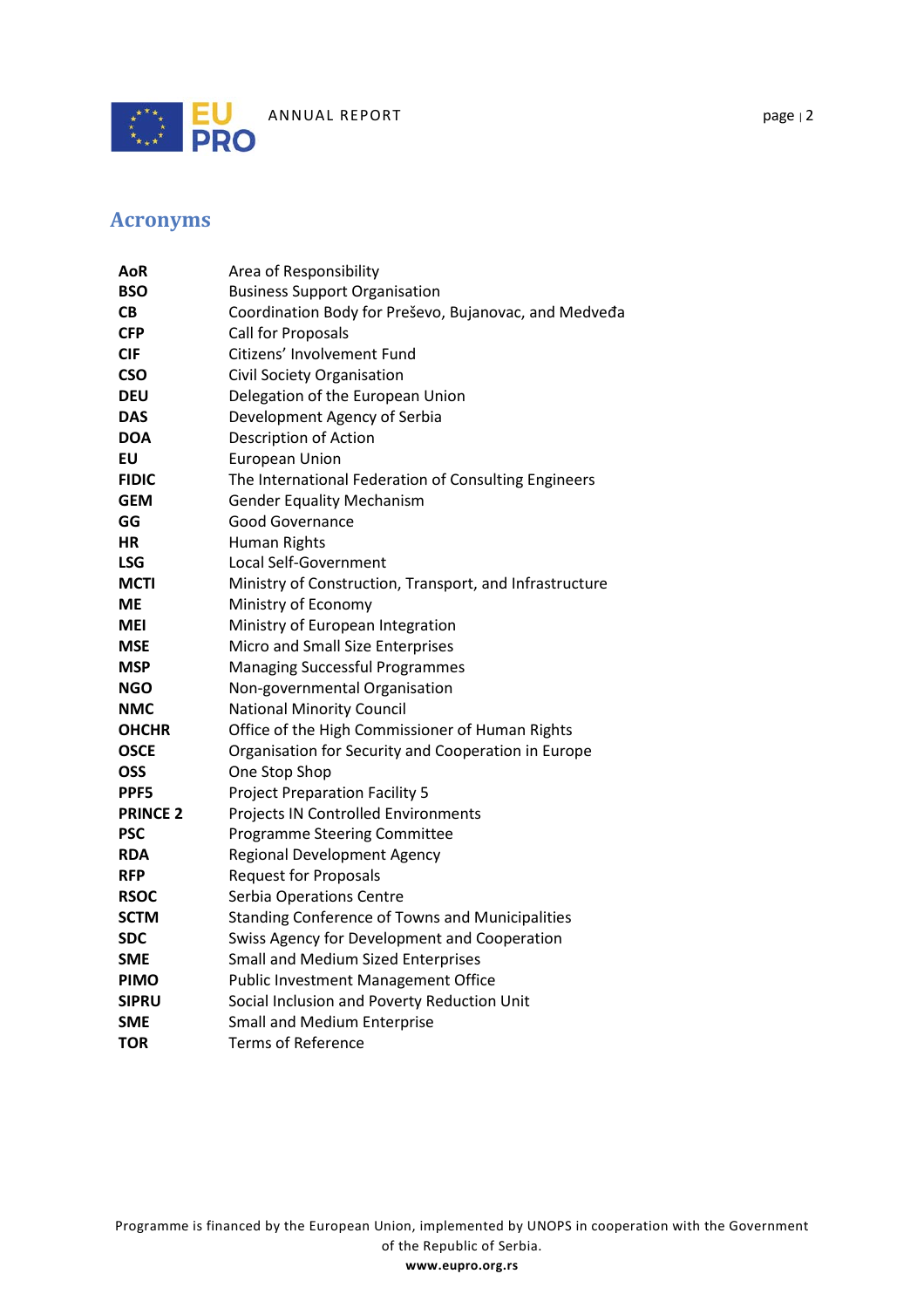## Acronyms

| | |
|---|---|
| **AoR** | Area of Responsibility |
| **BSO** | Business Support Organisation |
| **CB** | Coordination Body for Preševo, Bujanovac, and Medveđa |
| **CFP** | Call for Proposals |
| **CIF** | Citizens' Involvement Fund |
| **CSO** | Civil Society Organisation |
| **DEU** | Delegation of the European Union |
| **DAS** | Development Agency of Serbia |
| **DOA** | Description of Action |
| **EU** | European Union |
| **FIDIC** | The International Federation of Consulting Engineers |
| **GEM** | Gender Equality Mechanism |
| **GG** | Good Governance |
| **HR** | Human Rights |
| **LSG** | Local Self-Government |
| **MCTI** | Ministry of Construction, Transport, and Infrastructure |
| **ME** | Ministry of Economy |
| **MEI** | Ministry of European Integration |
| **MSE** | Micro and Small Size Enterprises |
| **MSP** | Managing Successful Programmes |
| **NGO** | Non-governmental Organisation |
| **NMC** | National Minority Council |
| **OHCHR** | Office of the High Commissioner of Human Rights |
| **OSCE** | Organisation for Security and Cooperation in Europe |
| **OSS** | One Stop Shop |
| **PPF5** | Project Preparation Facility 5 |
| **PRINCE 2** | Projects IN Controlled Environments |
| **PSC** | Programme Steering Committee |
| **RDA** | Regional Development Agency |
| **RFP** | Request for Proposals |
| **RSOC** | Serbia Operations Centre |
| **SCTM** | Standing Conference of Towns and Municipalities |
| **SDC** | Swiss Agency for Development and Cooperation |
| **SME** | Small and Medium Sized Enterprises |
| **PIMO** | Public Investment Management Office |
| **SIPRU** | Social Inclusion and Poverty Reduction Unit |
| **SME** | Small and Medium Enterprise |
| **TOR** | Terms of Reference |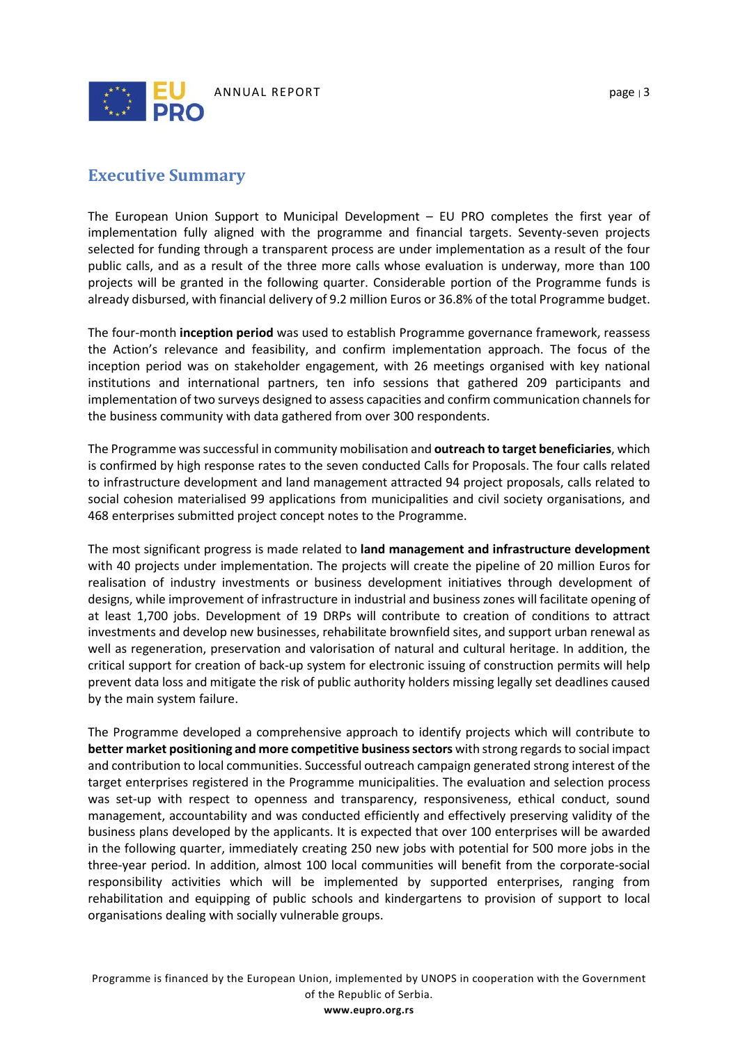## Executive Summary

The European Union Support to Municipal Development – EU PRO completes the first year of implementation fully aligned with the programme and financial targets. Seventy-seven projects selected for funding through a transparent process are under implementation as a result of the four public calls, and as a result of the three more calls whose evaluation is underway, more than 100 projects will be granted in the following quarter. Considerable portion of the Programme funds is already disbursed, with financial delivery of 9.2 million Euros or 36.8% of the total Programme budget.

The four-month **inception period** was used to establish Programme governance framework, reassess the Action's relevance and feasibility, and confirm implementation approach. The focus of the inception period was on stakeholder engagement, with 26 meetings organised with key national institutions and international partners, ten info sessions that gathered 209 participants and implementation of two surveys designed to assess capacities and confirm communication channels for the business community with data gathered from over 300 respondents.

The Programme was successful in community mobilisation and **outreach to target beneficiaries**, which is confirmed by high response rates to the seven conducted Calls for Proposals. The four calls related to infrastructure development and land management attracted 94 project proposals, calls related to social cohesion materialised 99 applications from municipalities and civil society organisations, and 468 enterprises submitted project concept notes to the Programme.

The most significant progress is made related to **land management and infrastructure development** with 40 projects under implementation. The projects will create the pipeline of 20 million Euros for realisation of industry investments or business development initiatives through development of designs, while improvement of infrastructure in industrial and business zones will facilitate opening of at least 1,700 jobs. Development of 19 DRPs will contribute to creation of conditions to attract investments and develop new businesses, rehabilitate brownfield sites, and support urban renewal as well as regeneration, preservation and valorisation of natural and cultural heritage. In addition, the critical support for creation of back-up system for electronic issuing of construction permits will help prevent data loss and mitigate the risk of public authority holders missing legally set deadlines caused by the main system failure.

The Programme developed a comprehensive approach to identify projects which will contribute to **better market positioning and more competitive business sectors** with strong regards to social impact and contribution to local communities. Successful outreach campaign generated strong interest of the target enterprises registered in the Programme municipalities. The evaluation and selection process was set-up with respect to openness and transparency, responsiveness, ethical conduct, sound management, accountability and was conducted efficiently and effectively preserving validity of the business plans developed by the applicants. It is expected that over 100 enterprises will be awarded in the following quarter, immediately creating 250 new jobs with potential for 500 more jobs in the three-year period. In addition, almost 100 local communities will benefit from the corporate-social responsibility activities which will be implemented by supported enterprises, ranging from rehabilitation and equipping of public schools and kindergartens to provision of support to local organisations dealing with socially vulnerable groups.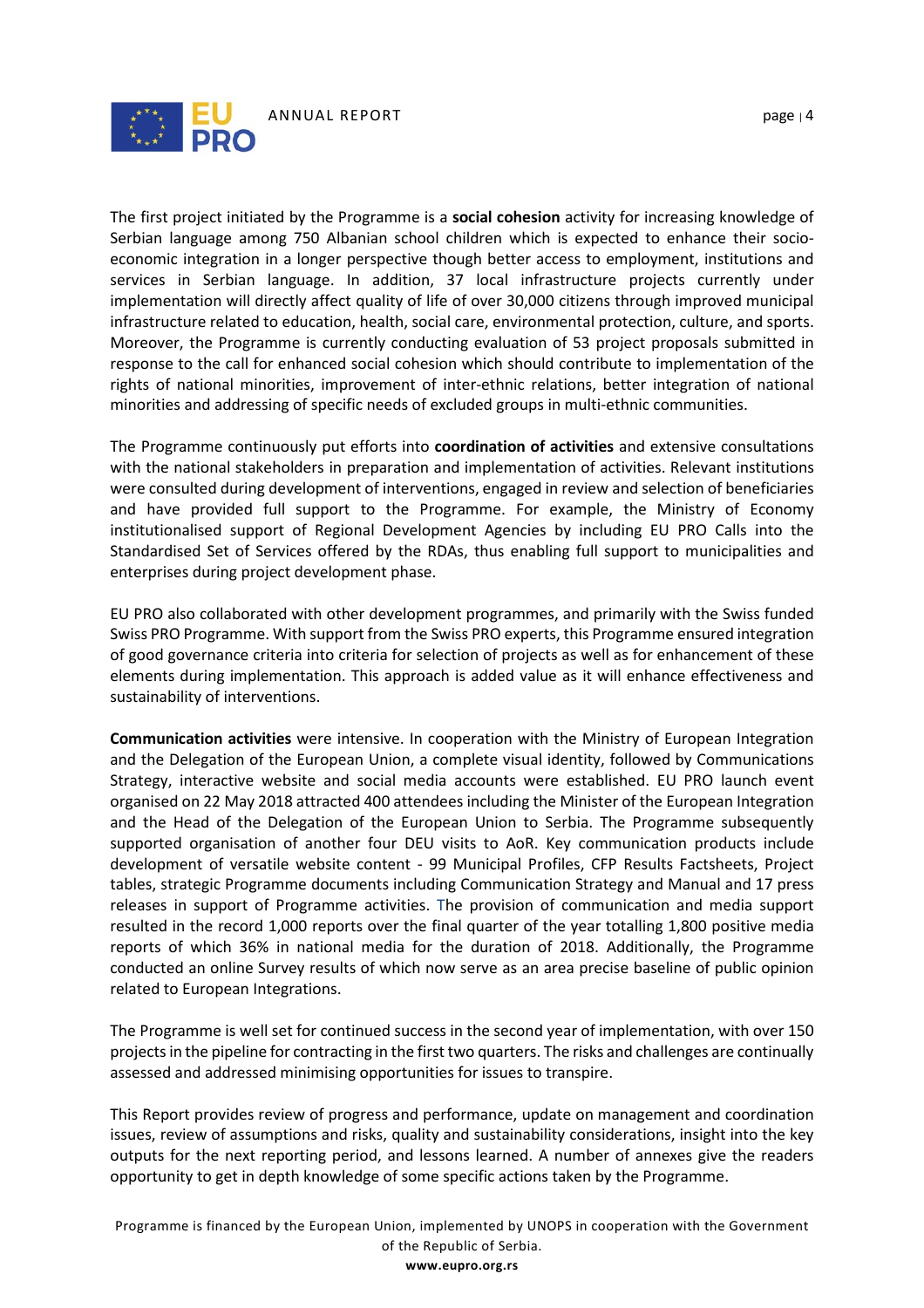The first project initiated by the Programme is a **social cohesion** activity for increasing knowledge of Serbian language among 750 Albanian school children which is expected to enhance their socio-economic integration in a longer perspective though better access to employment, institutions and services in Serbian language. In addition, 37 local infrastructure projects currently under implementation will directly affect quality of life of over 30,000 citizens through improved municipal infrastructure related to education, health, social care, environmental protection, culture, and sports. Moreover, the Programme is currently conducting evaluation of 53 project proposals submitted in response to the call for enhanced social cohesion which should contribute to implementation of the rights of national minorities, improvement of inter-ethnic relations, better integration of national minorities and addressing of specific needs of excluded groups in multi-ethnic communities.

The Programme continuously put efforts into **coordination of activities** and extensive consultations with the national stakeholders in preparation and implementation of activities. Relevant institutions were consulted during development of interventions, engaged in review and selection of beneficiaries and have provided full support to the Programme. For example, the Ministry of Economy institutionalised support of Regional Development Agencies by including EU PRO Calls into the Standardised Set of Services offered by the RDAs, thus enabling full support to municipalities and enterprises during project development phase.

EU PRO also collaborated with other development programmes, and primarily with the Swiss funded Swiss PRO Programme. With support from the Swiss PRO experts, this Programme ensured integration of good governance criteria into criteria for selection of projects as well as for enhancement of these elements during implementation. This approach is added value as it will enhance effectiveness and sustainability of interventions.

**Communication activities** were intensive. In cooperation with the Ministry of European Integration and the Delegation of the European Union, a complete visual identity, followed by Communications Strategy, interactive website and social media accounts were established. EU PRO launch event organised on 22 May 2018 attracted 400 attendees including the Minister of the European Integration and the Head of the Delegation of the European Union to Serbia. The Programme subsequently supported organisation of another four DEU visits to AoR. Key communication products include development of versatile website content - 99 Municipal Profiles, CFP Results Factsheets, Project tables, strategic Programme documents including Communication Strategy and Manual and 17 press releases in support of Programme activities. The provision of communication and media support resulted in the record 1,000 reports over the final quarter of the year totalling 1,800 positive media reports of which 36% in national media for the duration of 2018. Additionally, the Programme conducted an online Survey results of which now serve as an area precise baseline of public opinion related to European Integrations.

The Programme is well set for continued success in the second year of implementation, with over 150 projects in the pipeline for contracting in the first two quarters. The risks and challenges are continually assessed and addressed minimising opportunities for issues to transpire.

This Report provides review of progress and performance, update on management and coordination issues, review of assumptions and risks, quality and sustainability considerations, insight into the key outputs for the next reporting period, and lessons learned. A number of annexes give the readers opportunity to get in depth knowledge of some specific actions taken by the Programme.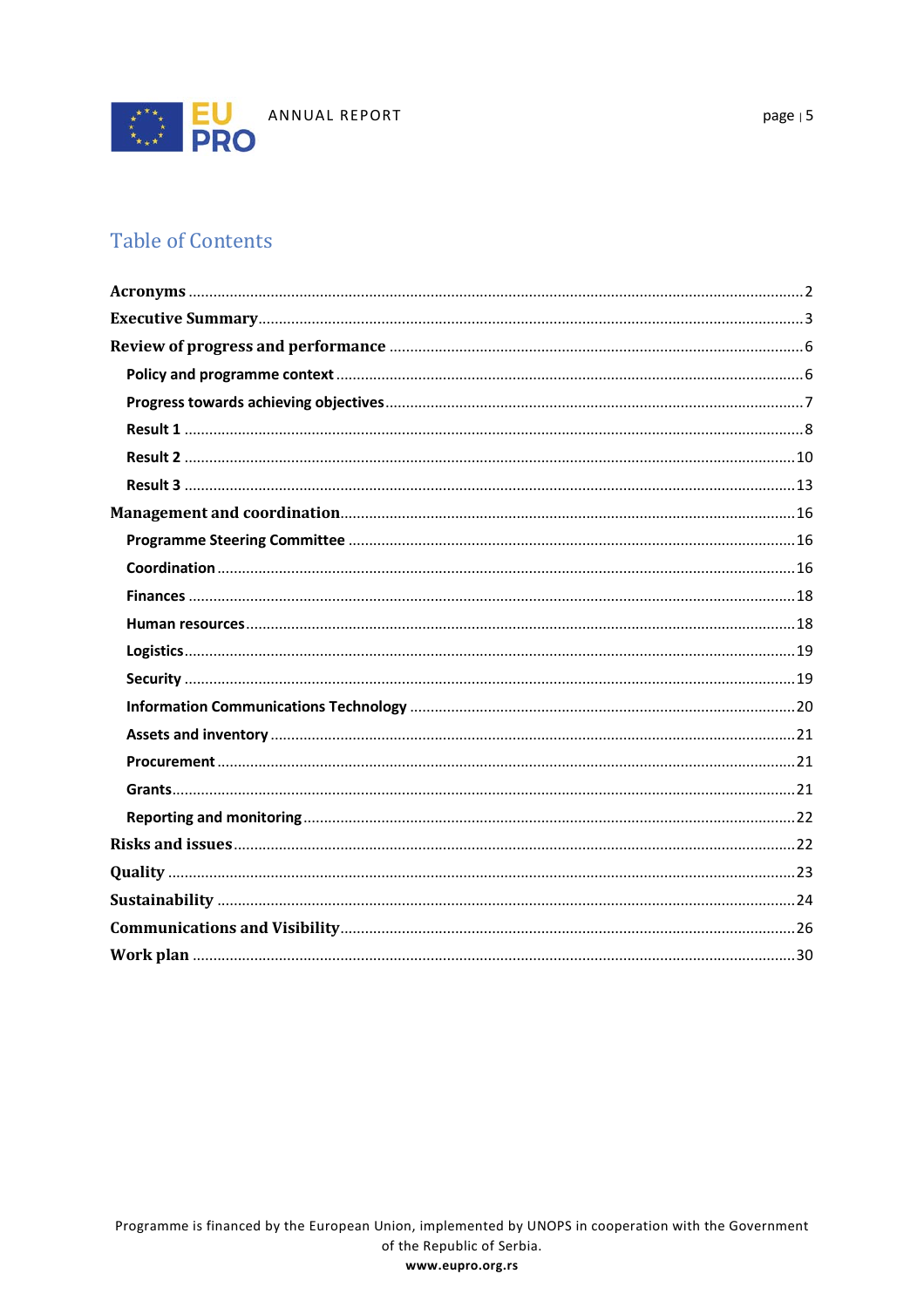# Table of Contents

- **Acronyms** ..... 2
- **Executive Summary** ..... 3
- **Review of progress and performance** ..... 6
  - **Policy and programme context** ..... 6
  - **Progress towards achieving objectives** ..... 7
  - **Result 1** ..... 8
  - **Result 2** ..... 10
  - **Result 3** ..... 13
- **Management and coordination** ..... 16
  - **Programme Steering Committee** ..... 16
  - **Coordination** ..... 16
  - **Finances** ..... 18
  - **Human resources** ..... 18
  - **Logistics** ..... 19
  - **Security** ..... 19
  - **Information Communications Technology** ..... 20
  - **Assets and inventory** ..... 21
  - **Procurement** ..... 21
  - **Grants** ..... 21
  - **Reporting and monitoring** ..... 22
- **Risks and issues** ..... 22
- **Quality** ..... 23
- **Sustainability** ..... 24
- **Communications and Visibility** ..... 26
- **Work plan** ..... 30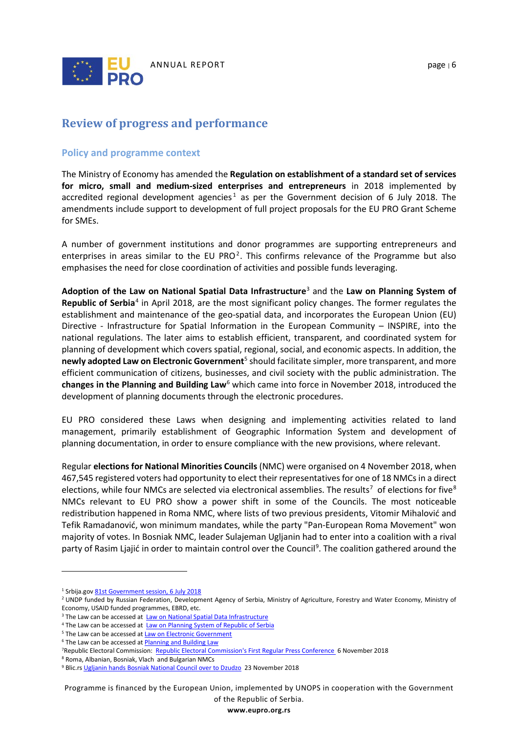## Review of progress and performance

### Policy and programme context

The Ministry of Economy has amended the **Regulation on establishment of a standard set of services for micro, small and medium-sized enterprises and entrepreneurs** in 2018 implemented by accredited regional development agencies[1] as per the Government decision of 6 July 2018. The amendments include support to development of full project proposals for the EU PRO Grant Scheme for SMEs.

A number of government institutions and donor programmes are supporting entrepreneurs and enterprises in areas similar to the EU PRO[2]. This confirms relevance of the Programme but also emphasises the need for close coordination of activities and possible funds leveraging.

**Adoption of the Law on National Spatial Data Infrastructure**[3] and the **Law on Planning System of Republic of Serbia**[4] in April 2018, are the most significant policy changes. The former regulates the establishment and maintenance of the geo-spatial data, and incorporates the European Union (EU) Directive - Infrastructure for Spatial Information in the European Community – INSPIRE, into the national regulations. The later aims to establish efficient, transparent, and coordinated system for planning of development which covers spatial, regional, social, and economic aspects. In addition, the **newly adopted Law on Electronic Government**[5] should facilitate simpler, more transparent, and more efficient communication of citizens, businesses, and civil society with the public administration. The **changes in the Planning and Building Law**[6] which came into force in November 2018, introduced the development of planning documents through the electronic procedures.

EU PRO considered these Laws when designing and implementing activities related to land management, primarily establishment of Geographic Information System and development of planning documentation, in order to ensure compliance with the new provisions, where relevant.

Regular **elections for National Minorities Councils** (NMC) were organised on 4 November 2018, when 467,545 registered voters had opportunity to elect their representatives for one of 18 NMCs in a direct elections, while four NMCs are selected via electronical assemblies. The results[7] of elections for five[8] NMCs relevant to EU PRO show a power shift in some of the Councils. The most noticeable redistribution happened in Roma NMC, where lists of two previous presidents, Vitomir Mihalović and Tefik Ramadanović, won minimum mandates, while the party "Pan-European Roma Movement" won majority of votes. In Bosniak NMC, leader Sulajeman Ugljanin had to enter into a coalition with a rival party of Rasim Ljajić in order to maintain control over the Council[9]. The coalition gathered around the

---

[1] Srbija.gov 81st Government session, 6 July 2018

[2] UNDP funded by Russian Federation, Development Agency of Serbia, Ministry of Agriculture, Forestry and Water Economy, Ministry of Economy, USAID funded programmes, EBRD, etc.

[3] The Law can be accessed at Law on National Spatial Data Infrastructure

[4] The Law can be accessed at Law on Planning System of Republic of Serbia

[5] The Law can be accessed at Law on Electronic Government

[6] The Law can be accessed at Planning and Building Law

[7] Republic Electoral Commission: Republic Electoral Commission's First Regular Press Conference 6 November 2018

[8] Roma, Albanian, Bosniak, Vlach and Bulgarian NMCs

[9] Blic.rs Ugljanin hands Bosniak National Council over to Dzudzo 23 November 2018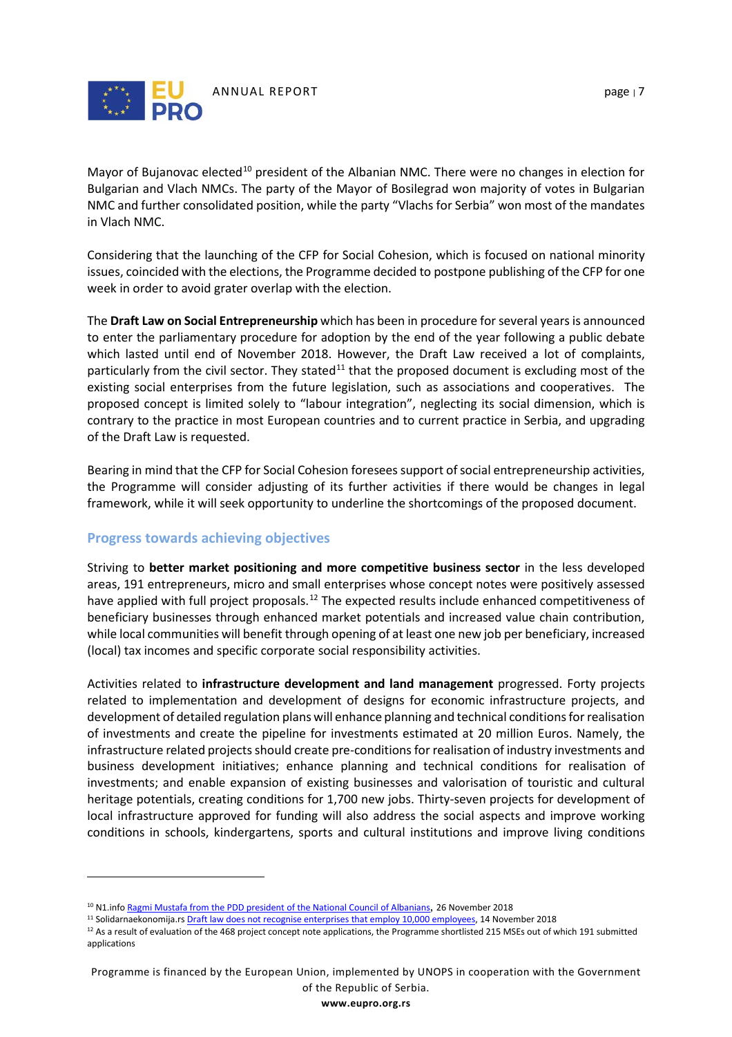Mayor of Bujanovac elected[10] president of the Albanian NMC. There were no changes in election for Bulgarian and Vlach NMCs. The party of the Mayor of Bosilegrad won majority of votes in Bulgarian NMC and further consolidated position, while the party "Vlachs for Serbia" won most of the mandates in Vlach NMC.

Considering that the launching of the CFP for Social Cohesion, which is focused on national minority issues, coincided with the elections, the Programme decided to postpone publishing of the CFP for one week in order to avoid grater overlap with the election.

The **Draft Law on Social Entrepreneurship** which has been in procedure for several years is announced to enter the parliamentary procedure for adoption by the end of the year following a public debate which lasted until end of November 2018. However, the Draft Law received a lot of complaints, particularly from the civil sector. They stated[11] that the proposed document is excluding most of the existing social enterprises from the future legislation, such as associations and cooperatives. The proposed concept is limited solely to "labour integration", neglecting its social dimension, which is contrary to the practice in most European countries and to current practice in Serbia, and upgrading of the Draft Law is requested.

Bearing in mind that the CFP for Social Cohesion foresees support of social entrepreneurship activities, the Programme will consider adjusting of its further activities if there would be changes in legal framework, while it will seek opportunity to underline the shortcomings of the proposed document.

## Progress towards achieving objectives

Striving to **better market positioning and more competitive business sector** in the less developed areas, 191 entrepreneurs, micro and small enterprises whose concept notes were positively assessed have applied with full project proposals.[12] The expected results include enhanced competitiveness of beneficiary businesses through enhanced market potentials and increased value chain contribution, while local communities will benefit through opening of at least one new job per beneficiary, increased (local) tax incomes and specific corporate social responsibility activities.

Activities related to **infrastructure development and land management** progressed. Forty projects related to implementation and development of designs for economic infrastructure projects, and development of detailed regulation plans will enhance planning and technical conditions for realisation of investments and create the pipeline for investments estimated at 20 million Euros. Namely, the infrastructure related projects should create pre-conditions for realisation of industry investments and business development initiatives; enhance planning and technical conditions for realisation of investments; and enable expansion of existing businesses and valorisation of touristic and cultural heritage potentials, creating conditions for 1,700 new jobs. Thirty-seven projects for development of local infrastructure approved for funding will also address the social aspects and improve working conditions in schools, kindergartens, sports and cultural institutions and improve living conditions

---

[10] N1.info Ragmi Mustafa from the PDD president of the National Council of Albanians, 26 November 2018

[11] Solidarnaekonomija.rs Draft law does not recognise enterprises that employ 10,000 employees, 14 November 2018

[12] As a result of evaluation of the 468 project concept note applications, the Programme shortlisted 215 MSEs out of which 191 submitted applications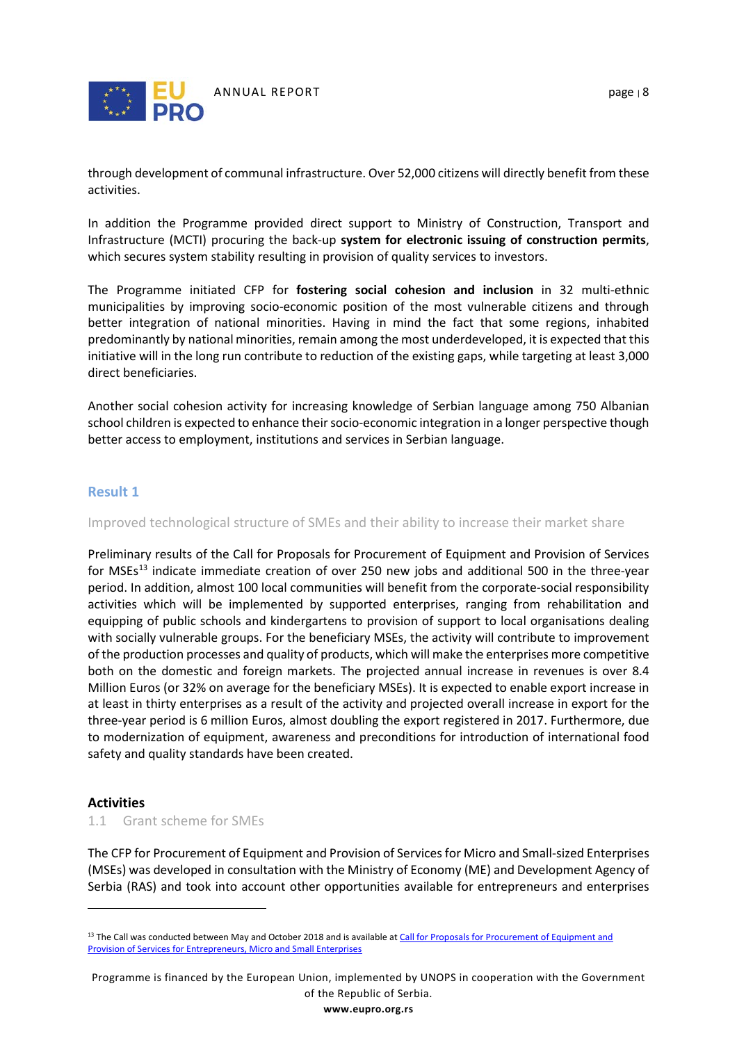through development of communal infrastructure. Over 52,000 citizens will directly benefit from these activities.

In addition the Programme provided direct support to Ministry of Construction, Transport and Infrastructure (MCTI) procuring the back-up **system for electronic issuing of construction permits**, which secures system stability resulting in provision of quality services to investors.

The Programme initiated CFP for **fostering social cohesion and inclusion** in 32 multi-ethnic municipalities by improving socio-economic position of the most vulnerable citizens and through better integration of national minorities. Having in mind the fact that some regions, inhabited predominantly by national minorities, remain among the most underdeveloped, it is expected that this initiative will in the long run contribute to reduction of the existing gaps, while targeting at least 3,000 direct beneficiaries.

Another social cohesion activity for increasing knowledge of Serbian language among 750 Albanian school children is expected to enhance their socio-economic integration in a longer perspective though better access to employment, institutions and services in Serbian language.

## Result 1

### Improved technological structure of SMEs and their ability to increase their market share

Preliminary results of the Call for Proposals for Procurement of Equipment and Provision of Services for MSEs[13] indicate immediate creation of over 250 new jobs and additional 500 in the three-year period. In addition, almost 100 local communities will benefit from the corporate-social responsibility activities which will be implemented by supported enterprises, ranging from rehabilitation and equipping of public schools and kindergartens to provision of support to local organisations dealing with socially vulnerable groups. For the beneficiary MSEs, the activity will contribute to improvement of the production processes and quality of products, which will make the enterprises more competitive both on the domestic and foreign markets. The projected annual increase in revenues is over 8.4 Million Euros (or 32% on average for the beneficiary MSEs). It is expected to enable export increase in at least in thirty enterprises as a result of the activity and projected overall increase in export for the three-year period is 6 million Euros, almost doubling the export registered in 2017. Furthermore, due to modernization of equipment, awareness and preconditions for introduction of international food safety and quality standards have been created.

### Activities

#### 1.1 Grant scheme for SMEs

The CFP for Procurement of Equipment and Provision of Services for Micro and Small-sized Enterprises (MSEs) was developed in consultation with the Ministry of Economy (ME) and Development Agency of Serbia (RAS) and took into account other opportunities available for entrepreneurs and enterprises

---

[13] The Call was conducted between May and October 2018 and is available at [Call for Proposals for Procurement of Equipment and Provision of Services for Entrepreneurs, Micro and Small Enterprises]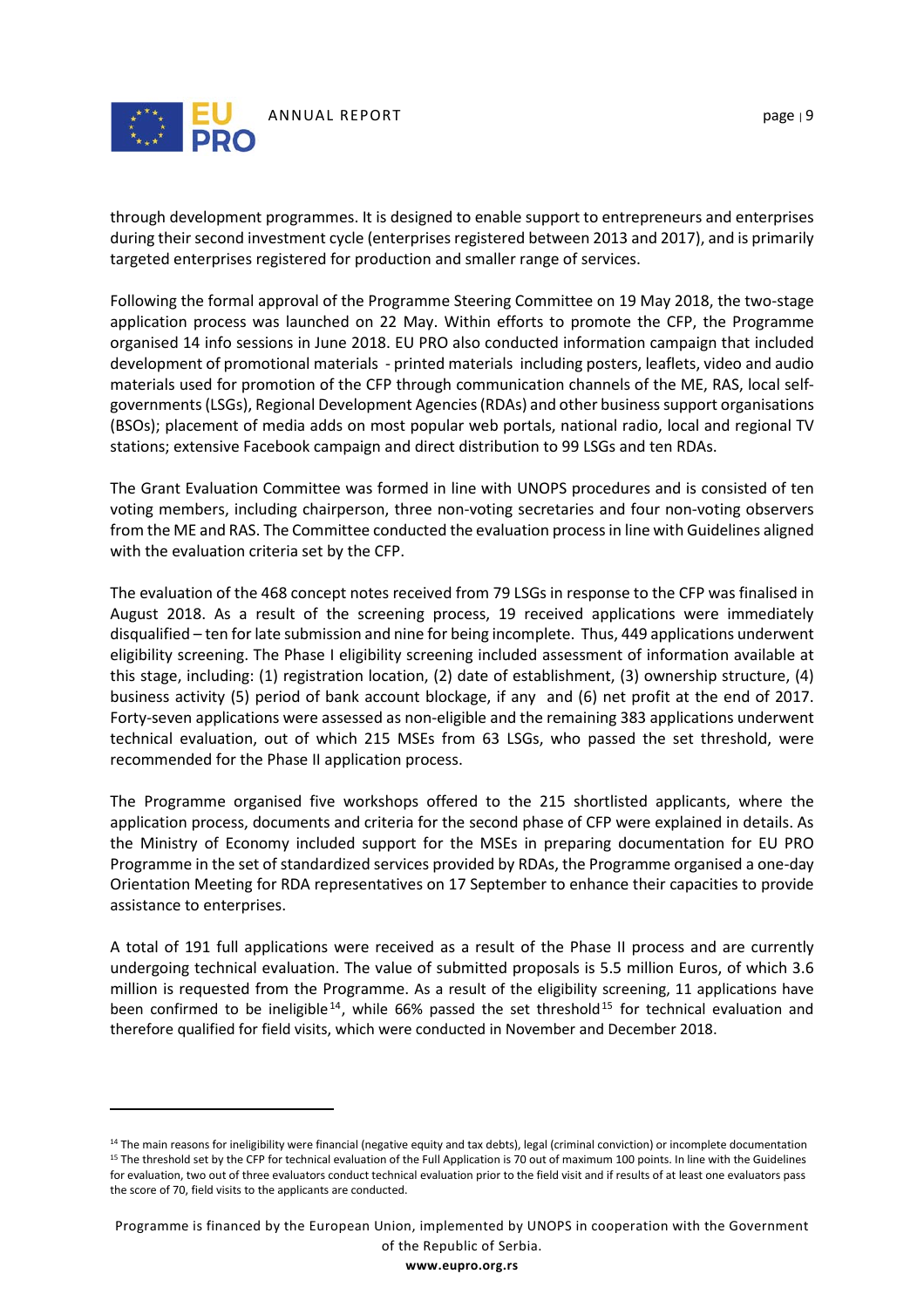through development programmes. It is designed to enable support to entrepreneurs and enterprises during their second investment cycle (enterprises registered between 2013 and 2017), and is primarily targeted enterprises registered for production and smaller range of services.

Following the formal approval of the Programme Steering Committee on 19 May 2018, the two-stage application process was launched on 22 May. Within efforts to promote the CFP, the Programme organised 14 info sessions in June 2018. EU PRO also conducted information campaign that included development of promotional materials - printed materials including posters, leaflets, video and audio materials used for promotion of the CFP through communication channels of the ME, RAS, local self-governments (LSGs), Regional Development Agencies (RDAs) and other business support organisations (BSOs); placement of media adds on most popular web portals, national radio, local and regional TV stations; extensive Facebook campaign and direct distribution to 99 LSGs and ten RDAs.

The Grant Evaluation Committee was formed in line with UNOPS procedures and is consisted of ten voting members, including chairperson, three non-voting secretaries and four non-voting observers from the ME and RAS. The Committee conducted the evaluation process in line with Guidelines aligned with the evaluation criteria set by the CFP.

The evaluation of the 468 concept notes received from 79 LSGs in response to the CFP was finalised in August 2018. As a result of the screening process, 19 received applications were immediately disqualified – ten for late submission and nine for being incomplete. Thus, 449 applications underwent eligibility screening. The Phase I eligibility screening included assessment of information available at this stage, including: (1) registration location, (2) date of establishment, (3) ownership structure, (4) business activity (5) period of bank account blockage, if any and (6) net profit at the end of 2017. Forty-seven applications were assessed as non-eligible and the remaining 383 applications underwent technical evaluation, out of which 215 MSEs from 63 LSGs, who passed the set threshold, were recommended for the Phase II application process.

The Programme organised five workshops offered to the 215 shortlisted applicants, where the application process, documents and criteria for the second phase of CFP were explained in details. As the Ministry of Economy included support for the MSEs in preparing documentation for EU PRO Programme in the set of standardized services provided by RDAs, the Programme organised a one-day Orientation Meeting for RDA representatives on 17 September to enhance their capacities to provide assistance to enterprises.

A total of 191 full applications were received as a result of the Phase II process and are currently undergoing technical evaluation. The value of submitted proposals is 5.5 million Euros, of which 3.6 million is requested from the Programme. As a result of the eligibility screening, 11 applications have been confirmed to be ineligible[14], while 66% passed the set threshold[15] for technical evaluation and therefore qualified for field visits, which were conducted in November and December 2018.

---

[14] The main reasons for ineligibility were financial (negative equity and tax debts), legal (criminal conviction) or incomplete documentation

[15] The threshold set by the CFP for technical evaluation of the Full Application is 70 out of maximum 100 points. In line with the Guidelines for evaluation, two out of three evaluators conduct technical evaluation prior to the field visit and if results of at least one evaluators pass the score of 70, field visits to the applicants are conducted.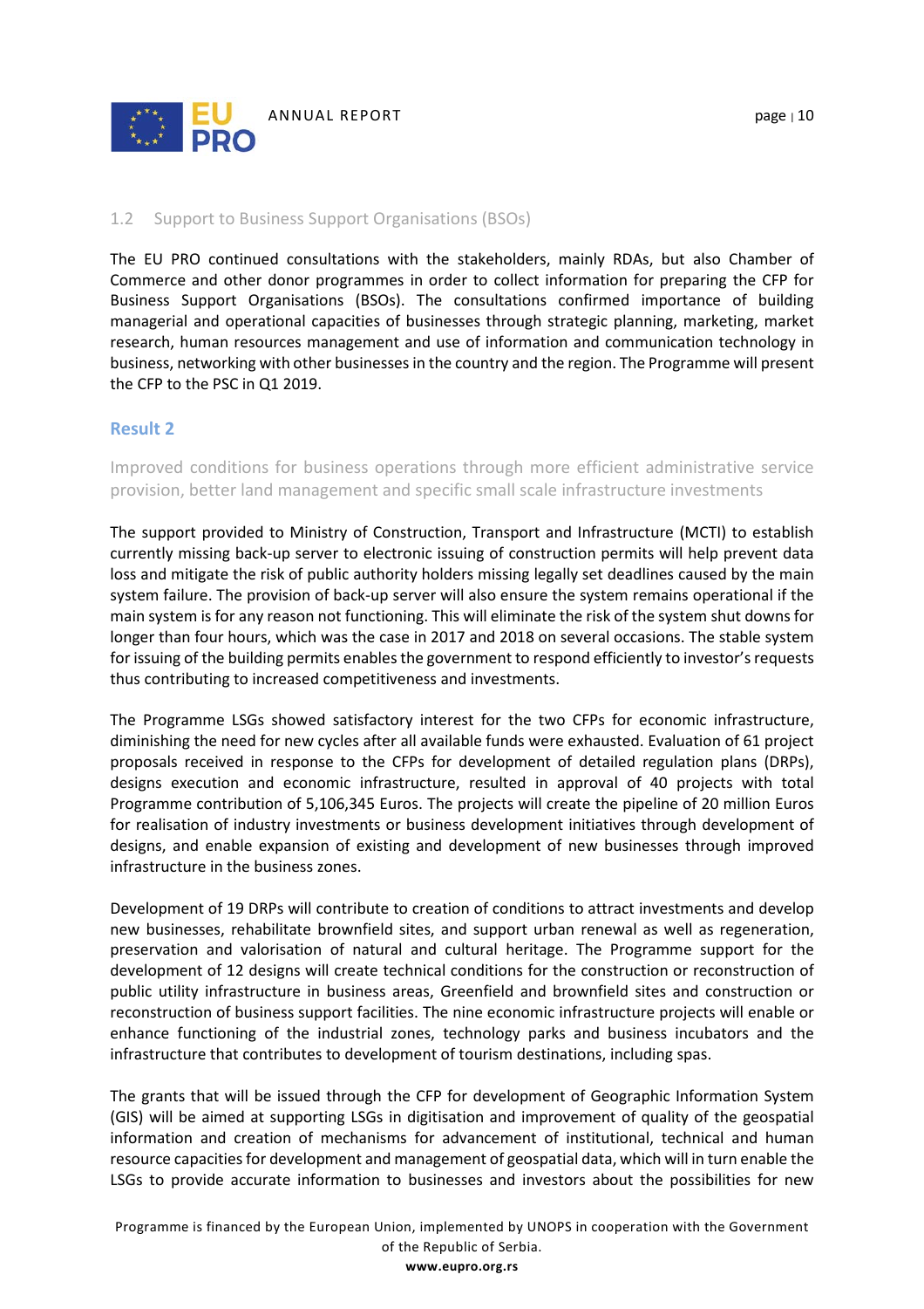### 1.2 Support to Business Support Organisations (BSOs)

The EU PRO continued consultations with the stakeholders, mainly RDAs, but also Chamber of Commerce and other donor programmes in order to collect information for preparing the CFP for Business Support Organisations (BSOs). The consultations confirmed importance of building managerial and operational capacities of businesses through strategic planning, marketing, market research, human resources management and use of information and communication technology in business, networking with other businesses in the country and the region. The Programme will present the CFP to the PSC in Q1 2019.

## Result 2

Improved conditions for business operations through more efficient administrative service provision, better land management and specific small scale infrastructure investments

The support provided to Ministry of Construction, Transport and Infrastructure (MCTI) to establish currently missing back-up server to electronic issuing of construction permits will help prevent data loss and mitigate the risk of public authority holders missing legally set deadlines caused by the main system failure. The provision of back-up server will also ensure the system remains operational if the main system is for any reason not functioning. This will eliminate the risk of the system shut downs for longer than four hours, which was the case in 2017 and 2018 on several occasions. The stable system for issuing of the building permits enables the government to respond efficiently to investor's requests thus contributing to increased competitiveness and investments.

The Programme LSGs showed satisfactory interest for the two CFPs for economic infrastructure, diminishing the need for new cycles after all available funds were exhausted. Evaluation of 61 project proposals received in response to the CFPs for development of detailed regulation plans (DRPs), designs execution and economic infrastructure, resulted in approval of 40 projects with total Programme contribution of 5,106,345 Euros. The projects will create the pipeline of 20 million Euros for realisation of industry investments or business development initiatives through development of designs, and enable expansion of existing and development of new businesses through improved infrastructure in the business zones.

Development of 19 DRPs will contribute to creation of conditions to attract investments and develop new businesses, rehabilitate brownfield sites, and support urban renewal as well as regeneration, preservation and valorisation of natural and cultural heritage. The Programme support for the development of 12 designs will create technical conditions for the construction or reconstruction of public utility infrastructure in business areas, Greenfield and brownfield sites and construction or reconstruction of business support facilities. The nine economic infrastructure projects will enable or enhance functioning of the industrial zones, technology parks and business incubators and the infrastructure that contributes to development of tourism destinations, including spas.

The grants that will be issued through the CFP for development of Geographic Information System (GIS) will be aimed at supporting LSGs in digitisation and improvement of quality of the geospatial information and creation of mechanisms for advancement of institutional, technical and human resource capacities for development and management of geospatial data, which will in turn enable the LSGs to provide accurate information to businesses and investors about the possibilities for new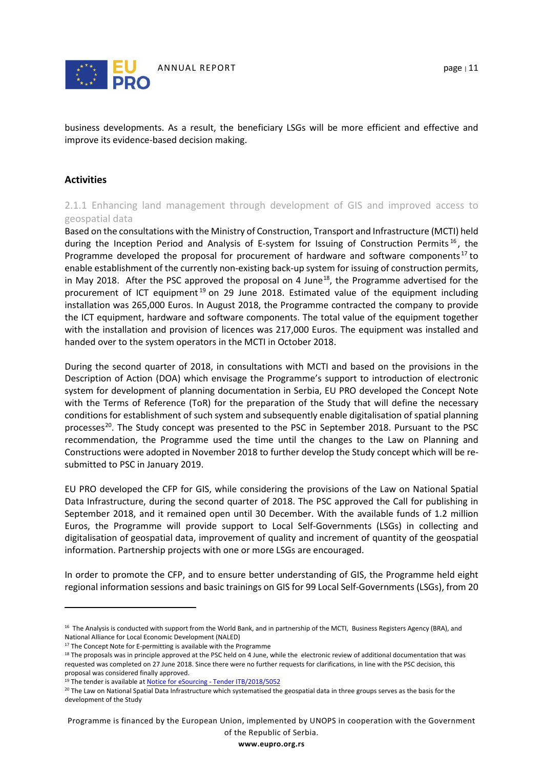business developments. As a result, the beneficiary LSGs will be more efficient and effective and improve its evidence-based decision making.

## Activities

### 2.1.1 Enhancing land management through development of GIS and improved access to geospatial data

Based on the consultations with the Ministry of Construction, Transport and Infrastructure (MCTI) held during the Inception Period and Analysis of E-system for Issuing of Construction Permits[16], the Programme developed the proposal for procurement of hardware and software components[17] to enable establishment of the currently non-existing back-up system for issuing of construction permits, in May 2018. After the PSC approved the proposal on 4 June[18], the Programme advertised for the procurement of ICT equipment[19] on 29 June 2018. Estimated value of the equipment including installation was 265,000 Euros. In August 2018, the Programme contracted the company to provide the ICT equipment, hardware and software components. The total value of the equipment together with the installation and provision of licences was 217,000 Euros. The equipment was installed and handed over to the system operators in the MCTI in October 2018.

During the second quarter of 2018, in consultations with MCTI and based on the provisions in the Description of Action (DOA) which envisage the Programme's support to introduction of electronic system for development of planning documentation in Serbia, EU PRO developed the Concept Note with the Terms of Reference (ToR) for the preparation of the Study that will define the necessary conditions for establishment of such system and subsequently enable digitalisation of spatial planning processes[20]. The Study concept was presented to the PSC in September 2018. Pursuant to the PSC recommendation, the Programme used the time until the changes to the Law on Planning and Constructions were adopted in November 2018 to further develop the Study concept which will be re-submitted to PSC in January 2019.

EU PRO developed the CFP for GIS, while considering the provisions of the Law on National Spatial Data Infrastructure, during the second quarter of 2018. The PSC approved the Call for publishing in September 2018, and it remained open until 30 December. With the available funds of 1.2 million Euros, the Programme will provide support to Local Self-Governments (LSGs) in collecting and digitalisation of geospatial data, improvement of quality and increment of quantity of the geospatial information. Partnership projects with one or more LSGs are encouraged.

In order to promote the CFP, and to ensure better understanding of GIS, the Programme held eight regional information sessions and basic trainings on GIS for 99 Local Self-Governments (LSGs), from 20

---

[16] The Analysis is conducted with support from the World Bank, and in partnership of the MCTI, Business Registers Agency (BRA), and National Alliance for Local Economic Development (NALED)

[17] The Concept Note for E-permitting is available with the Programme

[18] The proposals was in principle approved at the PSC held on 4 June, while the electronic review of additional documentation that was requested was completed on 27 June 2018. Since there were no further requests for clarifications, in line with the PSC decision, this proposal was considered finally approved.

[19] The tender is available at [Notice for eSourcing - Tender ITB/2018/5052]

[20] The Law on National Spatial Data Infrastructure which systematised the geospatial data in three groups serves as the basis for the development of the Study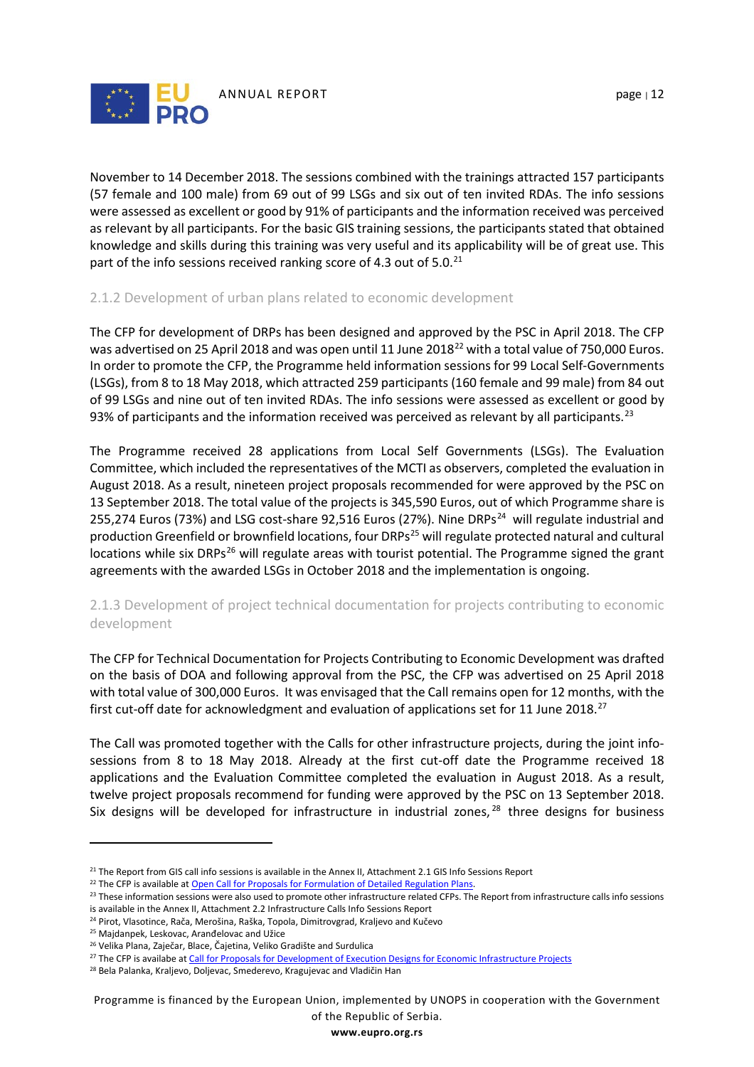November to 14 December 2018. The sessions combined with the trainings attracted 157 participants (57 female and 100 male) from 69 out of 99 LSGs and six out of ten invited RDAs. The info sessions were assessed as excellent or good by 91% of participants and the information received was perceived as relevant by all participants. For the basic GIS training sessions, the participants stated that obtained knowledge and skills during this training was very useful and its applicability will be of great use. This part of the info sessions received ranking score of 4.3 out of 5.0.[21]

### 2.1.2 Development of urban plans related to economic development

The CFP for development of DRPs has been designed and approved by the PSC in April 2018. The CFP was advertised on 25 April 2018 and was open until 11 June 2018[22] with a total value of 750,000 Euros. In order to promote the CFP, the Programme held information sessions for 99 Local Self-Governments (LSGs), from 8 to 18 May 2018, which attracted 259 participants (160 female and 99 male) from 84 out of 99 LSGs and nine out of ten invited RDAs. The info sessions were assessed as excellent or good by 93% of participants and the information received was perceived as relevant by all participants.[23]

The Programme received 28 applications from Local Self Governments (LSGs). The Evaluation Committee, which included the representatives of the MCTI as observers, completed the evaluation in August 2018. As a result, nineteen project proposals recommended for were approved by the PSC on 13 September 2018. The total value of the projects is 345,590 Euros, out of which Programme share is 255,274 Euros (73%) and LSG cost-share 92,516 Euros (27%). Nine DRPs[24] will regulate industrial and production Greenfield or brownfield locations, four DRPs[25] will regulate protected natural and cultural locations while six DRPs[26] will regulate areas with tourist potential. The Programme signed the grant agreements with the awarded LSGs in October 2018 and the implementation is ongoing.

### 2.1.3 Development of project technical documentation for projects contributing to economic development

The CFP for Technical Documentation for Projects Contributing to Economic Development was drafted on the basis of DOA and following approval from the PSC, the CFP was advertised on 25 April 2018 with total value of 300,000 Euros. It was envisaged that the Call remains open for 12 months, with the first cut-off date for acknowledgment and evaluation of applications set for 11 June 2018.[27]

The Call was promoted together with the Calls for other infrastructure projects, during the joint info-sessions from 8 to 18 May 2018. Already at the first cut-off date the Programme received 18 applications and the Evaluation Committee completed the evaluation in August 2018. As a result, twelve project proposals recommend for funding were approved by the PSC on 13 September 2018. Six designs will be developed for infrastructure in industrial zones,[28] three designs for business

---

[21] The Report from GIS call info sessions is available in the Annex II, Attachment 2.1 GIS Info Sessions Report

[22] The CFP is available at Open Call for Proposals for Formulation of Detailed Regulation Plans.

[23] These information sessions were also used to promote other infrastructure related CFPs. The Report from infrastructure calls info sessions is available in the Annex II, Attachment 2.2 Infrastructure Calls Info Sessions Report

[24] Pirot, Vlasotince, Rača, Merošina, Raška, Topola, Dimitrovgrad, Kraljevo and Kučevo

[25] Majdanpek, Leskovac, Aranđelovac and Užice

[26] Velika Plana, Zaječar, Blace, Čajetina, Veliko Gradište and Surdulica

[27] The CFP is availabe at Call for Proposals for Development of Execution Designs for Economic Infrastructure Projects

[28] Bela Palanka, Kraljevo, Doljevac, Smederevo, Kragujevac and Vladičin Han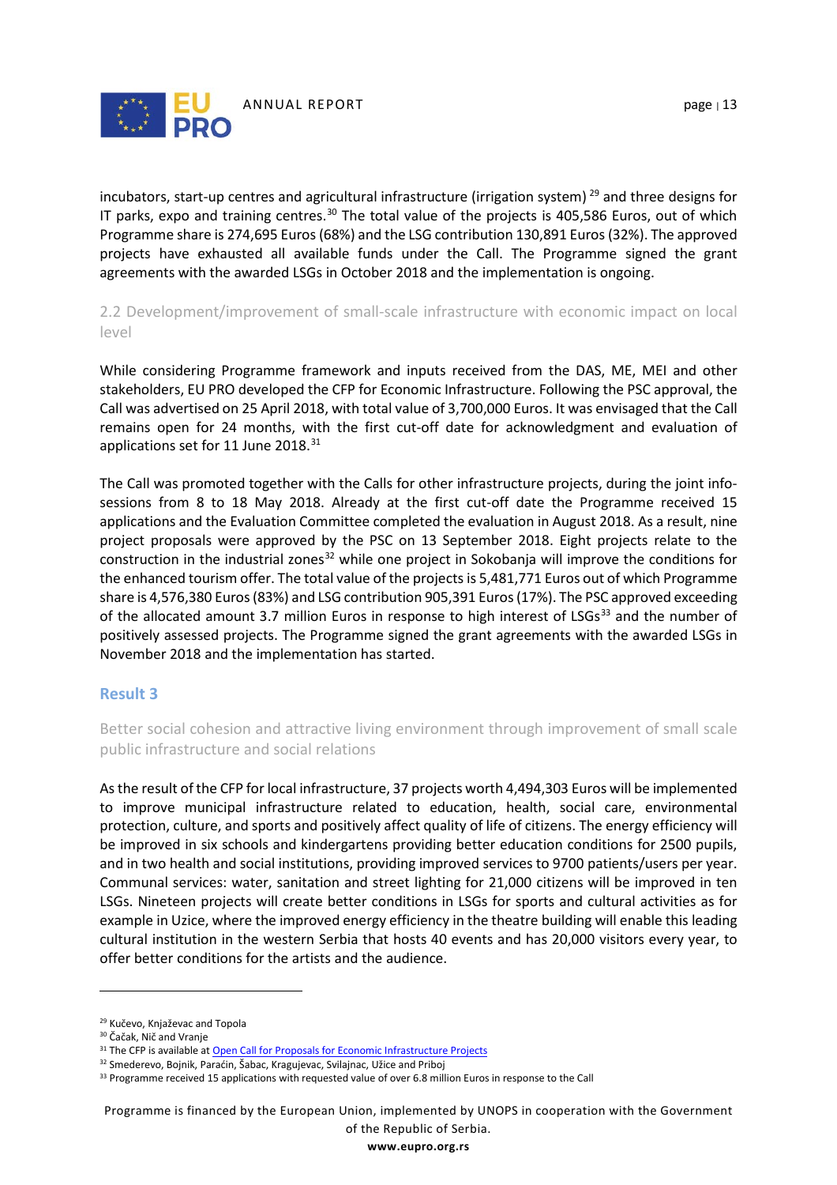incubators, start-up centres and agricultural infrastructure (irrigation system) [29] and three designs for IT parks, expo and training centres.[30] The total value of the projects is 405,586 Euros, out of which Programme share is 274,695 Euros (68%) and the LSG contribution 130,891 Euros (32%). The approved projects have exhausted all available funds under the Call. The Programme signed the grant agreements with the awarded LSGs in October 2018 and the implementation is ongoing.

### 2.2 Development/improvement of small-scale infrastructure with economic impact on local level

While considering Programme framework and inputs received from the DAS, ME, MEI and other stakeholders, EU PRO developed the CFP for Economic Infrastructure. Following the PSC approval, the Call was advertised on 25 April 2018, with total value of 3,700,000 Euros. It was envisaged that the Call remains open for 24 months, with the first cut-off date for acknowledgment and evaluation of applications set for 11 June 2018.[31]

The Call was promoted together with the Calls for other infrastructure projects, during the joint info-sessions from 8 to 18 May 2018. Already at the first cut-off date the Programme received 15 applications and the Evaluation Committee completed the evaluation in August 2018. As a result, nine project proposals were approved by the PSC on 13 September 2018. Eight projects relate to the construction in the industrial zones[32] while one project in Sokobanja will improve the conditions for the enhanced tourism offer. The total value of the projects is 5,481,771 Euros out of which Programme share is 4,576,380 Euros (83%) and LSG contribution 905,391 Euros (17%). The PSC approved exceeding of the allocated amount 3.7 million Euros in response to high interest of LSGs[33] and the number of positively assessed projects. The Programme signed the grant agreements with the awarded LSGs in November 2018 and the implementation has started.

## Result 3

### Better social cohesion and attractive living environment through improvement of small scale public infrastructure and social relations

As the result of the CFP for local infrastructure, 37 projects worth 4,494,303 Euros will be implemented to improve municipal infrastructure related to education, health, social care, environmental protection, culture, and sports and positively affect quality of life of citizens. The energy efficiency will be improved in six schools and kindergartens providing better education conditions for 2500 pupils, and in two health and social institutions, providing improved services to 9700 patients/users per year. Communal services: water, sanitation and street lighting for 21,000 citizens will be improved in ten LSGs. Nineteen projects will create better conditions in LSGs for sports and cultural activities as for example in Uzice, where the improved energy efficiency in the theatre building will enable this leading cultural institution in the western Serbia that hosts 40 events and has 20,000 visitors every year, to offer better conditions for the artists and the audience.

---

[29] Kučevo, Knjaževac and Topola

[30] Čačak, Nič and Vranje

[31] The CFP is available at Open Call for Proposals for Economic Infrastructure Projects

[32] Smederevo, Bojnik, Paraćin, Šabac, Kragujevac, Svilajnac, Užice and Priboj

[33] Programme received 15 applications with requested value of over 6.8 million Euros in response to the Call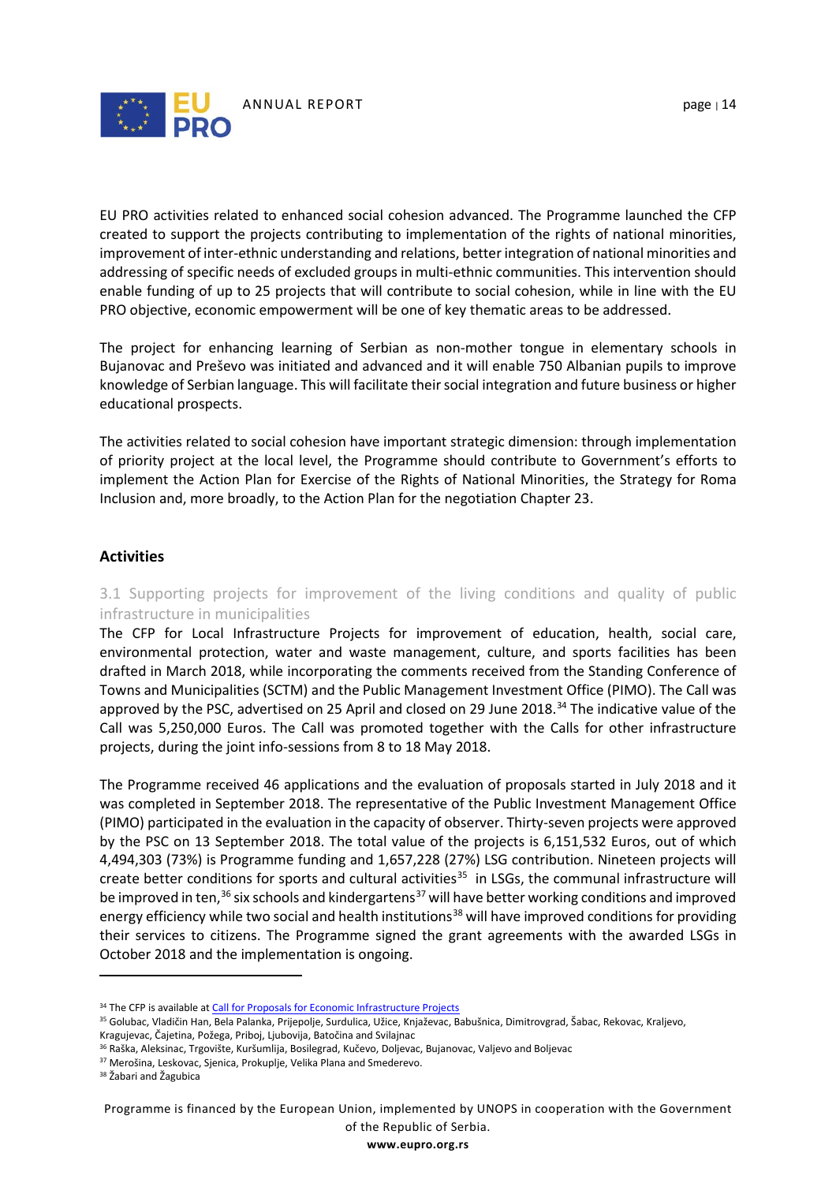EU PRO activities related to enhanced social cohesion advanced. The Programme launched the CFP created to support the projects contributing to implementation of the rights of national minorities, improvement of inter-ethnic understanding and relations, better integration of national minorities and addressing of specific needs of excluded groups in multi-ethnic communities. This intervention should enable funding of up to 25 projects that will contribute to social cohesion, while in line with the EU PRO objective, economic empowerment will be one of key thematic areas to be addressed.

The project for enhancing learning of Serbian as non-mother tongue in elementary schools in Bujanovac and Preševo was initiated and advanced and it will enable 750 Albanian pupils to improve knowledge of Serbian language. This will facilitate their social integration and future business or higher educational prospects.

The activities related to social cohesion have important strategic dimension: through implementation of priority project at the local level, the Programme should contribute to Government's efforts to implement the Action Plan for Exercise of the Rights of National Minorities, the Strategy for Roma Inclusion and, more broadly, to the Action Plan for the negotiation Chapter 23.

**Activities**

### 3.1 Supporting projects for improvement of the living conditions and quality of public infrastructure in municipalities

The CFP for Local Infrastructure Projects for improvement of education, health, social care, environmental protection, water and waste management, culture, and sports facilities has been drafted in March 2018, while incorporating the comments received from the Standing Conference of Towns and Municipalities (SCTM) and the Public Management Investment Office (PIMO). The Call was approved by the PSC, advertised on 25 April and closed on 29 June 2018.[34] The indicative value of the Call was 5,250,000 Euros. The Call was promoted together with the Calls for other infrastructure projects, during the joint info-sessions from 8 to 18 May 2018.

The Programme received 46 applications and the evaluation of proposals started in July 2018 and it was completed in September 2018. The representative of the Public Investment Management Office (PIMO) participated in the evaluation in the capacity of observer. Thirty-seven projects were approved by the PSC on 13 September 2018. The total value of the projects is 6,151,532 Euros, out of which 4,494,303 (73%) is Programme funding and 1,657,228 (27%) LSG contribution. Nineteen projects will create better conditions for sports and cultural activities[35] in LSGs, the communal infrastructure will be improved in ten,[36] six schools and kindergartens[37] will have better working conditions and improved energy efficiency while two social and health institutions[38] will have improved conditions for providing their services to citizens. The Programme signed the grant agreements with the awarded LSGs in October 2018 and the implementation is ongoing.

---

[34] The CFP is available at [Call for Proposals for Economic Infrastructure Projects]

[35] Golubac, Vladičin Han, Bela Palanka, Prijepolje, Surdulica, Užice, Knjaževac, Babušnica, Dimitrovgrad, Šabac, Rekovac, Kraljevo, Kragujevac, Čajetina, Požega, Priboj, Ljubovija, Batočina and Svilajnac

[36] Raška, Aleksinac, Trgovište, Kuršumlija, Bosilegrad, Kučevo, Doljevac, Bujanovac, Valjevo and Boljevac

[37] Merošina, Leskovac, Sjenica, Prokuplje, Velika Plana and Smederevo.

[38] Žabari and Žagubica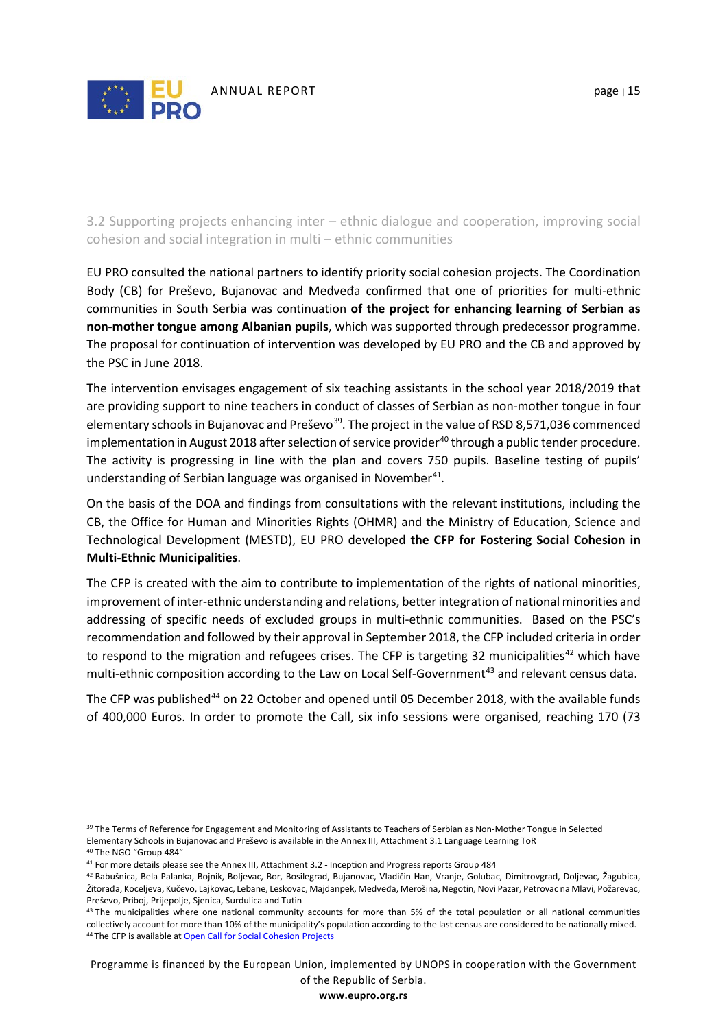### 3.2 Supporting projects enhancing inter – ethnic dialogue and cooperation, improving social cohesion and social integration in multi – ethnic communities

EU PRO consulted the national partners to identify priority social cohesion projects. The Coordination Body (CB) for Preševo, Bujanovac and Medveđa confirmed that one of priorities for multi-ethnic communities in South Serbia was continuation **of the project for enhancing learning of Serbian as non-mother tongue among Albanian pupils**, which was supported through predecessor programme. The proposal for continuation of intervention was developed by EU PRO and the CB and approved by the PSC in June 2018.

The intervention envisages engagement of six teaching assistants in the school year 2018/2019 that are providing support to nine teachers in conduct of classes of Serbian as non-mother tongue in four elementary schools in Bujanovac and Preševo[39]. The project in the value of RSD 8,571,036 commenced implementation in August 2018 after selection of service provider[40] through a public tender procedure. The activity is progressing in line with the plan and covers 750 pupils. Baseline testing of pupils' understanding of Serbian language was organised in November[41].

On the basis of the DOA and findings from consultations with the relevant institutions, including the CB, the Office for Human and Minorities Rights (OHMR) and the Ministry of Education, Science and Technological Development (MESTD), EU PRO developed **the CFP for Fostering Social Cohesion in Multi-Ethnic Municipalities**.

The CFP is created with the aim to contribute to implementation of the rights of national minorities, improvement of inter-ethnic understanding and relations, better integration of national minorities and addressing of specific needs of excluded groups in multi-ethnic communities. Based on the PSC's recommendation and followed by their approval in September 2018, the CFP included criteria in order to respond to the migration and refugees crises. The CFP is targeting 32 municipalities[42] which have multi-ethnic composition according to the Law on Local Self-Government[43] and relevant census data.

The CFP was published[44] on 22 October and opened until 05 December 2018, with the available funds of 400,000 Euros. In order to promote the Call, six info sessions were organised, reaching 170 (73

---

[39] The Terms of Reference for Engagement and Monitoring of Assistants to Teachers of Serbian as Non-Mother Tongue in Selected Elementary Schools in Bujanovac and Preševo is available in the Annex III, Attachment 3.1 Language Learning ToR

[40] The NGO "Group 484"

[41] For more details please see the Annex III, Attachment 3.2 - Inception and Progress reports Group 484

[42] Babušnica, Bela Palanka, Bojnik, Boljevac, Bor, Bosilegrad, Bujanovac, Vladičin Han, Vranje, Golubac, Dimitrovgrad, Doljevac, Žagubica, Žitorađa, Koceljeva, Kučevo, Lajkovac, Lebane, Leskovac, Majdanpek, Medveđa, Merošina, Negotin, Novi Pazar, Petrovac na Mlavi, Požarevac, Preševo, Priboj, Prijepolje, Sjenica, Surdulica and Tutin

[43] The municipalities where one national community accounts for more than 5% of the total population or all national communities collectively account for more than 10% of the municipality's population according to the last census are considered to be nationally mixed.

[44] The CFP is available at [Open Call for Social Cohesion Projects]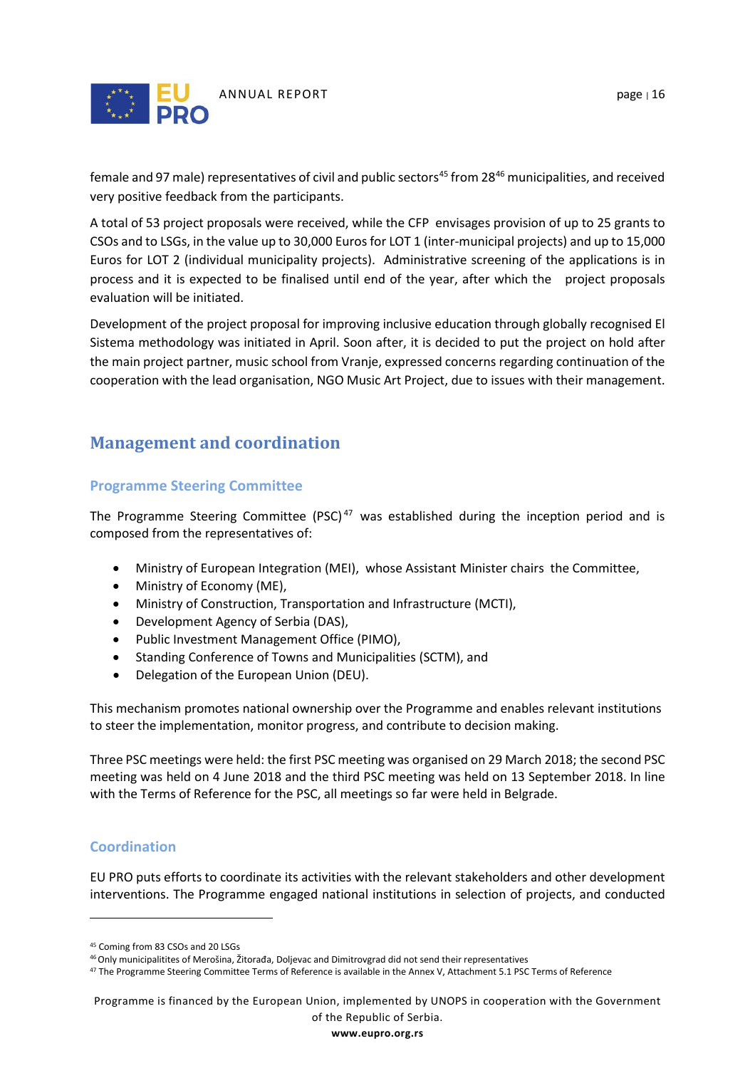female and 97 male) representatives of civil and public sectors[45] from 28[46] municipalities, and received very positive feedback from the participants.

A total of 53 project proposals were received, while the CFP envisages provision of up to 25 grants to CSOs and to LSGs, in the value up to 30,000 Euros for LOT 1 (inter-municipal projects) and up to 15,000 Euros for LOT 2 (individual municipality projects). Administrative screening of the applications is in process and it is expected to be finalised until end of the year, after which the project proposals evaluation will be initiated.

Development of the project proposal for improving inclusive education through globally recognised El Sistema methodology was initiated in April. Soon after, it is decided to put the project on hold after the main project partner, music school from Vranje, expressed concerns regarding continuation of the cooperation with the lead organisation, NGO Music Art Project, due to issues with their management.

## Management and coordination

### Programme Steering Committee

The Programme Steering Committee (PSC)[47] was established during the inception period and is composed from the representatives of:

- Ministry of European Integration (MEI), whose Assistant Minister chairs the Committee,
- Ministry of Economy (ME),
- Ministry of Construction, Transportation and Infrastructure (MCTI),
- Development Agency of Serbia (DAS),
- Public Investment Management Office (PIMO),
- Standing Conference of Towns and Municipalities (SCTM), and
- Delegation of the European Union (DEU).

This mechanism promotes national ownership over the Programme and enables relevant institutions to steer the implementation, monitor progress, and contribute to decision making.

Three PSC meetings were held: the first PSC meeting was organised on 29 March 2018; the second PSC meeting was held on 4 June 2018 and the third PSC meeting was held on 13 September 2018. In line with the Terms of Reference for the PSC, all meetings so far were held in Belgrade.

### Coordination

EU PRO puts efforts to coordinate its activities with the relevant stakeholders and other development interventions. The Programme engaged national institutions in selection of projects, and conducted

[45] Coming from 83 CSOs and 20 LSGs

[46] Only municipalitites of Merošina, Žitorađa, Doljevac and Dimitrovgrad did not send their representatives

[47] The Programme Steering Committee Terms of Reference is available in the Annex V, Attachment 5.1 PSC Terms of Reference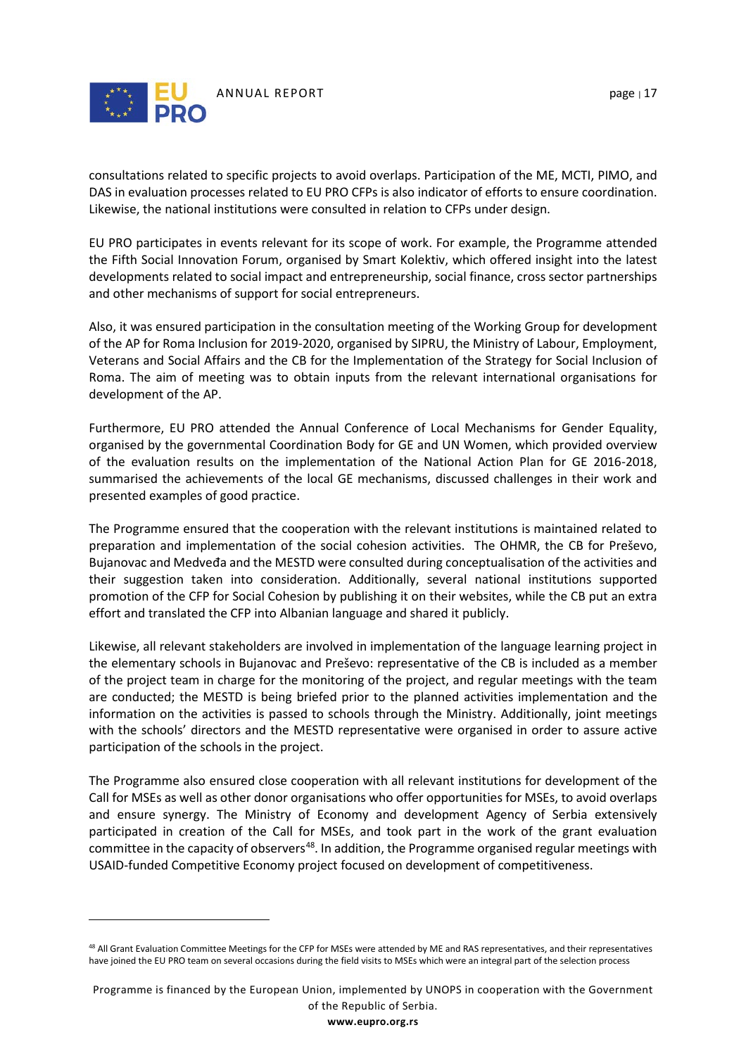consultations related to specific projects to avoid overlaps. Participation of the ME, MCTI, PIMO, and DAS in evaluation processes related to EU PRO CFPs is also indicator of efforts to ensure coordination. Likewise, the national institutions were consulted in relation to CFPs under design.

EU PRO participates in events relevant for its scope of work. For example, the Programme attended the Fifth Social Innovation Forum, organised by Smart Kolektiv, which offered insight into the latest developments related to social impact and entrepreneurship, social finance, cross sector partnerships and other mechanisms of support for social entrepreneurs.

Also, it was ensured participation in the consultation meeting of the Working Group for development of the AP for Roma Inclusion for 2019-2020, organised by SIPRU, the Ministry of Labour, Employment, Veterans and Social Affairs and the CB for the Implementation of the Strategy for Social Inclusion of Roma. The aim of meeting was to obtain inputs from the relevant international organisations for development of the AP.

Furthermore, EU PRO attended the Annual Conference of Local Mechanisms for Gender Equality, organised by the governmental Coordination Body for GE and UN Women, which provided overview of the evaluation results on the implementation of the National Action Plan for GE 2016-2018, summarised the achievements of the local GE mechanisms, discussed challenges in their work and presented examples of good practice.

The Programme ensured that the cooperation with the relevant institutions is maintained related to preparation and implementation of the social cohesion activities. The OHMR, the CB for Preševo, Bujanovac and Medveđa and the MESTD were consulted during conceptualisation of the activities and their suggestion taken into consideration. Additionally, several national institutions supported promotion of the CFP for Social Cohesion by publishing it on their websites, while the CB put an extra effort and translated the CFP into Albanian language and shared it publicly.

Likewise, all relevant stakeholders are involved in implementation of the language learning project in the elementary schools in Bujanovac and Preševo: representative of the CB is included as a member of the project team in charge for the monitoring of the project, and regular meetings with the team are conducted; the MESTD is being briefed prior to the planned activities implementation and the information on the activities is passed to schools through the Ministry. Additionally, joint meetings with the schools' directors and the MESTD representative were organised in order to assure active participation of the schools in the project.

The Programme also ensured close cooperation with all relevant institutions for development of the Call for MSEs as well as other donor organisations who offer opportunities for MSEs, to avoid overlaps and ensure synergy. The Ministry of Economy and development Agency of Serbia extensively participated in creation of the Call for MSEs, and took part in the work of the grant evaluation committee in the capacity of observers[48]. In addition, the Programme organised regular meetings with USAID-funded Competitive Economy project focused on development of competitiveness.

[48] All Grant Evaluation Committee Meetings for the CFP for MSEs were attended by ME and RAS representatives, and their representatives have joined the EU PRO team on several occasions during the field visits to MSEs which were an integral part of the selection process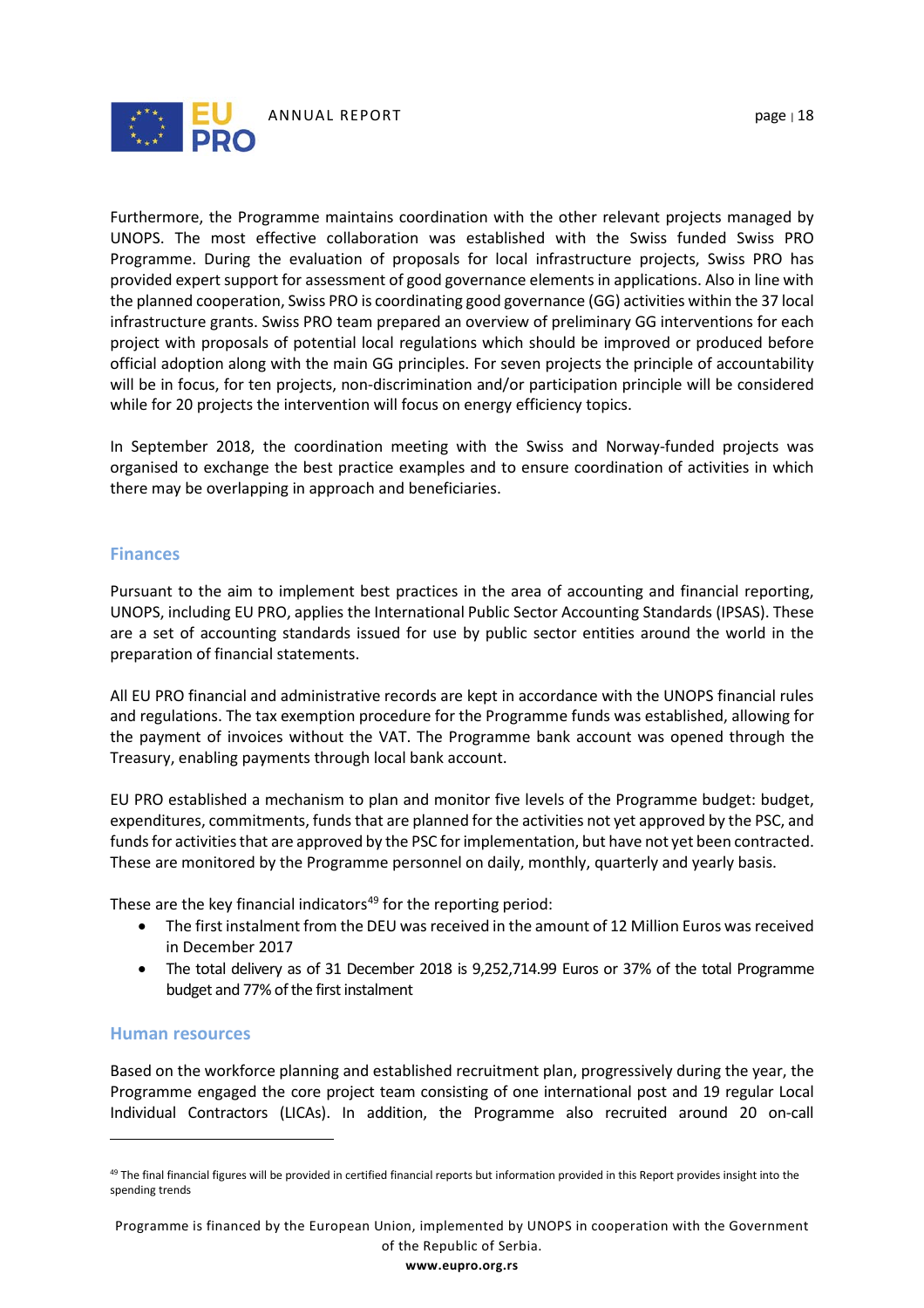Furthermore, the Programme maintains coordination with the other relevant projects managed by UNOPS. The most effective collaboration was established with the Swiss funded Swiss PRO Programme. During the evaluation of proposals for local infrastructure projects, Swiss PRO has provided expert support for assessment of good governance elements in applications. Also in line with the planned cooperation, Swiss PRO is coordinating good governance (GG) activities within the 37 local infrastructure grants. Swiss PRO team prepared an overview of preliminary GG interventions for each project with proposals of potential local regulations which should be improved or produced before official adoption along with the main GG principles. For seven projects the principle of accountability will be in focus, for ten projects, non-discrimination and/or participation principle will be considered while for 20 projects the intervention will focus on energy efficiency topics.

In September 2018, the coordination meeting with the Swiss and Norway-funded projects was organised to exchange the best practice examples and to ensure coordination of activities in which there may be overlapping in approach and beneficiaries.

## Finances

Pursuant to the aim to implement best practices in the area of accounting and financial reporting, UNOPS, including EU PRO, applies the International Public Sector Accounting Standards (IPSAS). These are a set of accounting standards issued for use by public sector entities around the world in the preparation of financial statements.

All EU PRO financial and administrative records are kept in accordance with the UNOPS financial rules and regulations. The tax exemption procedure for the Programme funds was established, allowing for the payment of invoices without the VAT. The Programme bank account was opened through the Treasury, enabling payments through local bank account.

EU PRO established a mechanism to plan and monitor five levels of the Programme budget: budget, expenditures, commitments, funds that are planned for the activities not yet approved by the PSC, and funds for activities that are approved by the PSC for implementation, but have not yet been contracted. These are monitored by the Programme personnel on daily, monthly, quarterly and yearly basis.

These are the key financial indicators[49] for the reporting period:

- The first instalment from the DEU was received in the amount of 12 Million Euros was received in December 2017
- The total delivery as of 31 December 2018 is 9,252,714.99 Euros or 37% of the total Programme budget and 77% of the first instalment

## Human resources

Based on the workforce planning and established recruitment plan, progressively during the year, the Programme engaged the core project team consisting of one international post and 19 regular Local Individual Contractors (LICAs). In addition, the Programme also recruited around 20 on-call

[49] The final financial figures will be provided in certified financial reports but information provided in this Report provides insight into the spending trends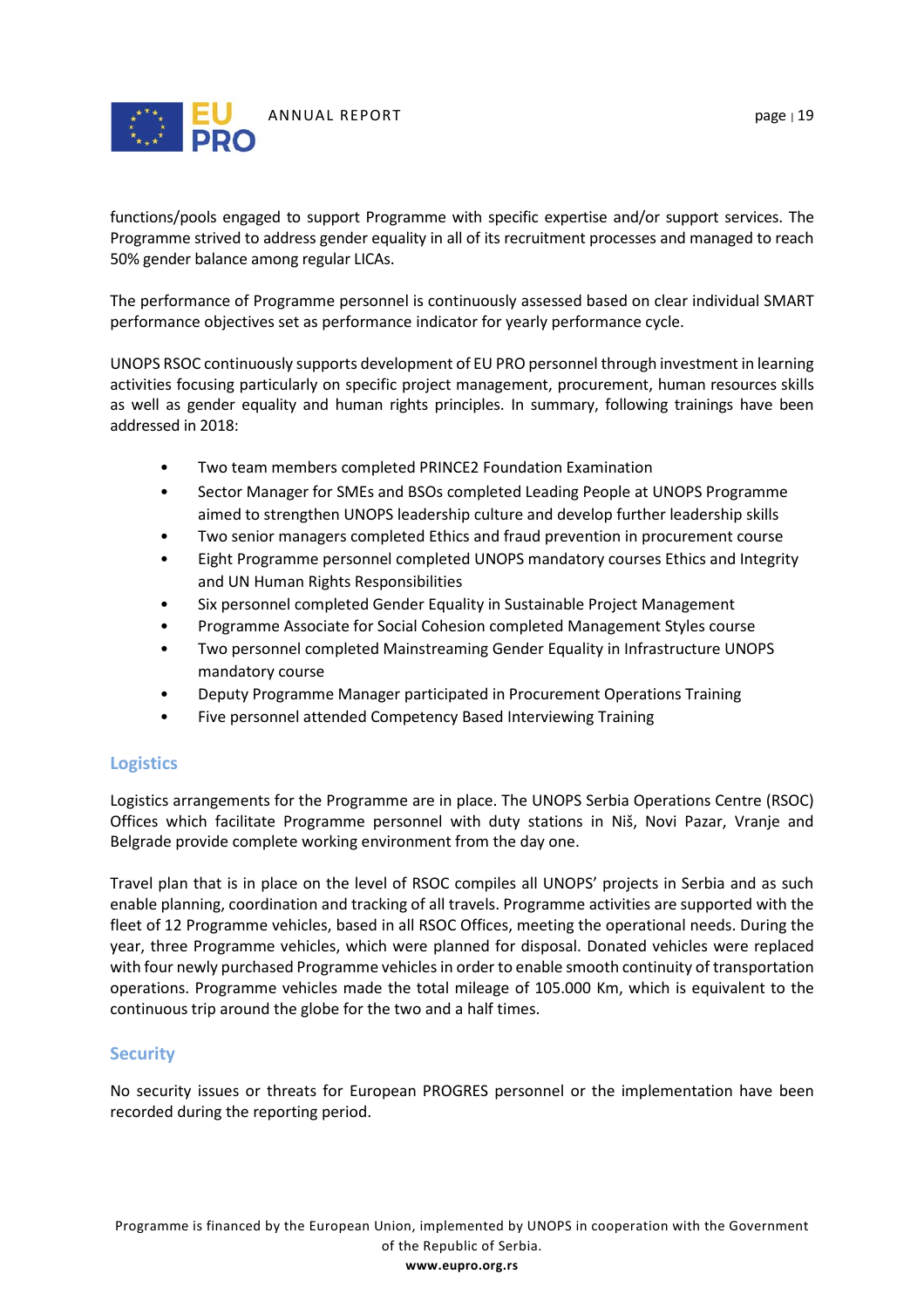functions/pools engaged to support Programme with specific expertise and/or support services. The Programme strived to address gender equality in all of its recruitment processes and managed to reach 50% gender balance among regular LICAs.

The performance of Programme personnel is continuously assessed based on clear individual SMART performance objectives set as performance indicator for yearly performance cycle.

UNOPS RSOC continuously supports development of EU PRO personnel through investment in learning activities focusing particularly on specific project management, procurement, human resources skills as well as gender equality and human rights principles. In summary, following trainings have been addressed in 2018:

- Two team members completed PRINCE2 Foundation Examination
- Sector Manager for SMEs and BSOs completed Leading People at UNOPS Programme aimed to strengthen UNOPS leadership culture and develop further leadership skills
- Two senior managers completed Ethics and fraud prevention in procurement course
- Eight Programme personnel completed UNOPS mandatory courses Ethics and Integrity and UN Human Rights Responsibilities
- Six personnel completed Gender Equality in Sustainable Project Management
- Programme Associate for Social Cohesion completed Management Styles course
- Two personnel completed Mainstreaming Gender Equality in Infrastructure UNOPS mandatory course
- Deputy Programme Manager participated in Procurement Operations Training
- Five personnel attended Competency Based Interviewing Training

## Logistics

Logistics arrangements for the Programme are in place. The UNOPS Serbia Operations Centre (RSOC) Offices which facilitate Programme personnel with duty stations in Niš, Novi Pazar, Vranje and Belgrade provide complete working environment from the day one.

Travel plan that is in place on the level of RSOC compiles all UNOPS' projects in Serbia and as such enable planning, coordination and tracking of all travels. Programme activities are supported with the fleet of 12 Programme vehicles, based in all RSOC Offices, meeting the operational needs. During the year, three Programme vehicles, which were planned for disposal. Donated vehicles were replaced with four newly purchased Programme vehicles in order to enable smooth continuity of transportation operations. Programme vehicles made the total mileage of 105.000 Km, which is equivalent to the continuous trip around the globe for the two and a half times.

## Security

No security issues or threats for European PROGRES personnel or the implementation have been recorded during the reporting period.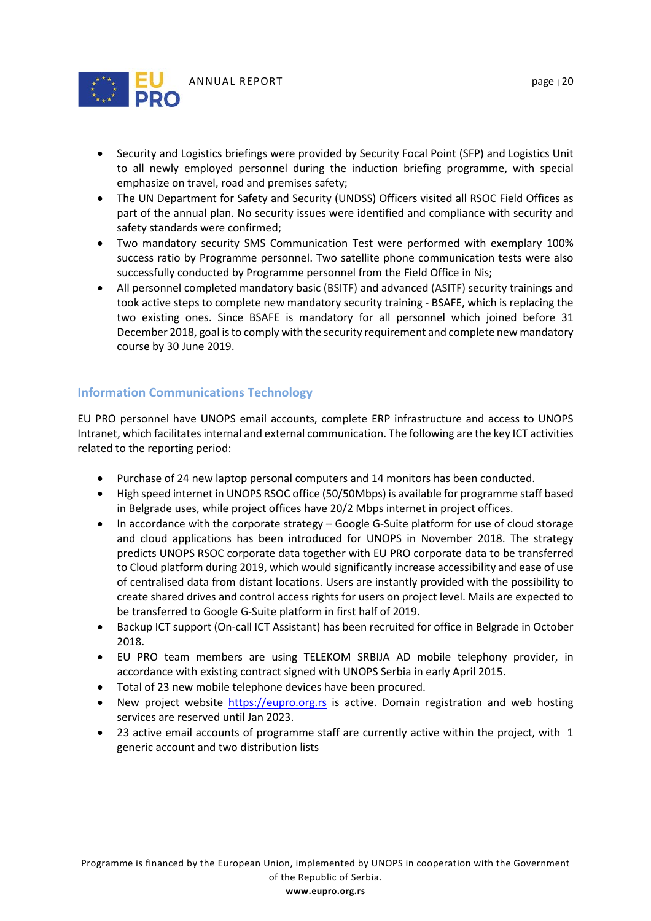- Security and Logistics briefings were provided by Security Focal Point (SFP) and Logistics Unit to all newly employed personnel during the induction briefing programme, with special emphasize on travel, road and premises safety;
- The UN Department for Safety and Security (UNDSS) Officers visited all RSOC Field Offices as part of the annual plan. No security issues were identified and compliance with security and safety standards were confirmed;
- Two mandatory security SMS Communication Test were performed with exemplary 100% success ratio by Programme personnel. Two satellite phone communication tests were also successfully conducted by Programme personnel from the Field Office in Nis;
- All personnel completed mandatory basic (BSITF) and advanced (ASITF) security trainings and took active steps to complete new mandatory security training - BSAFE, which is replacing the two existing ones. Since BSAFE is mandatory for all personnel which joined before 31 December 2018, goal is to comply with the security requirement and complete new mandatory course by 30 June 2019.

## Information Communications Technology

EU PRO personnel have UNOPS email accounts, complete ERP infrastructure and access to UNOPS Intranet, which facilitates internal and external communication. The following are the key ICT activities related to the reporting period:

- Purchase of 24 new laptop personal computers and 14 monitors has been conducted.
- High speed internet in UNOPS RSOC office (50/50Mbps) is available for programme staff based in Belgrade uses, while project offices have 20/2 Mbps internet in project offices.
- In accordance with the corporate strategy – Google G-Suite platform for use of cloud storage and cloud applications has been introduced for UNOPS in November 2018. The strategy predicts UNOPS RSOC corporate data together with EU PRO corporate data to be transferred to Cloud platform during 2019, which would significantly increase accessibility and ease of use of centralised data from distant locations. Users are instantly provided with the possibility to create shared drives and control access rights for users on project level. Mails are expected to be transferred to Google G-Suite platform in first half of 2019.
- Backup ICT support (On-call ICT Assistant) has been recruited for office in Belgrade in October 2018.
- EU PRO team members are using TELEKOM SRBIJA AD mobile telephony provider, in accordance with existing contract signed with UNOPS Serbia in early April 2015.
- Total of 23 new mobile telephone devices have been procured.
- New project website https://eupro.org.rs is active. Domain registration and web hosting services are reserved until Jan 2023.
- 23 active email accounts of programme staff are currently active within the project, with 1 generic account and two distribution lists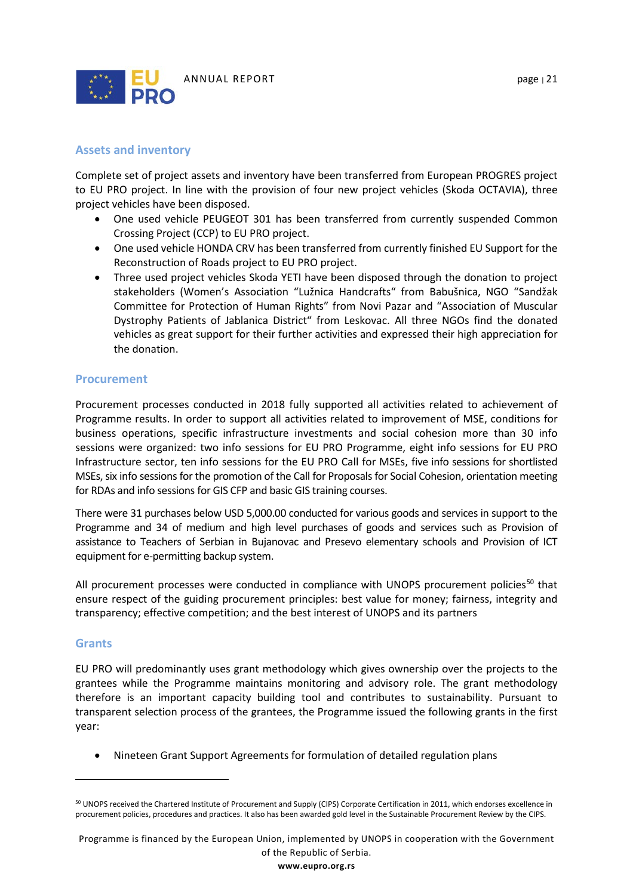## Assets and inventory

Complete set of project assets and inventory have been transferred from European PROGRES project to EU PRO project. In line with the provision of four new project vehicles (Skoda OCTAVIA), three project vehicles have been disposed.

- One used vehicle PEUGEOT 301 has been transferred from currently suspended Common Crossing Project (CCP) to EU PRO project.
- One used vehicle HONDA CRV has been transferred from currently finished EU Support for the Reconstruction of Roads project to EU PRO project.
- Three used project vehicles Skoda YETI have been disposed through the donation to project stakeholders (Women's Association "Lužnica Handcrafts" from Babušnica, NGO "Sandžak Committee for Protection of Human Rights" from Novi Pazar and "Association of Muscular Dystrophy Patients of Jablanica District" from Leskovac. All three NGOs find the donated vehicles as great support for their further activities and expressed their high appreciation for the donation.

## Procurement

Procurement processes conducted in 2018 fully supported all activities related to achievement of Programme results. In order to support all activities related to improvement of MSE, conditions for business operations, specific infrastructure investments and social cohesion more than 30 info sessions were organized: two info sessions for EU PRO Programme, eight info sessions for EU PRO Infrastructure sector, ten info sessions for the EU PRO Call for MSEs, five info sessions for shortlisted MSEs, six info sessions for the promotion of the Call for Proposals for Social Cohesion, orientation meeting for RDAs and info sessions for GIS CFP and basic GIS training courses.

There were 31 purchases below USD 5,000.00 conducted for various goods and services in support to the Programme and 34 of medium and high level purchases of goods and services such as Provision of assistance to Teachers of Serbian in Bujanovac and Presevo elementary schools and Provision of ICT equipment for e-permitting backup system.

All procurement processes were conducted in compliance with UNOPS procurement policies[50] that ensure respect of the guiding procurement principles: best value for money; fairness, integrity and transparency; effective competition; and the best interest of UNOPS and its partners

## Grants

EU PRO will predominantly uses grant methodology which gives ownership over the projects to the grantees while the Programme maintains monitoring and advisory role. The grant methodology therefore is an important capacity building tool and contributes to sustainability. Pursuant to transparent selection process of the grantees, the Programme issued the following grants in the first year:

- Nineteen Grant Support Agreements for formulation of detailed regulation plans

---

[50] UNOPS received the Chartered Institute of Procurement and Supply (CIPS) Corporate Certification in 2011, which endorses excellence in procurement policies, procedures and practices. It also has been awarded gold level in the Sustainable Procurement Review by the CIPS.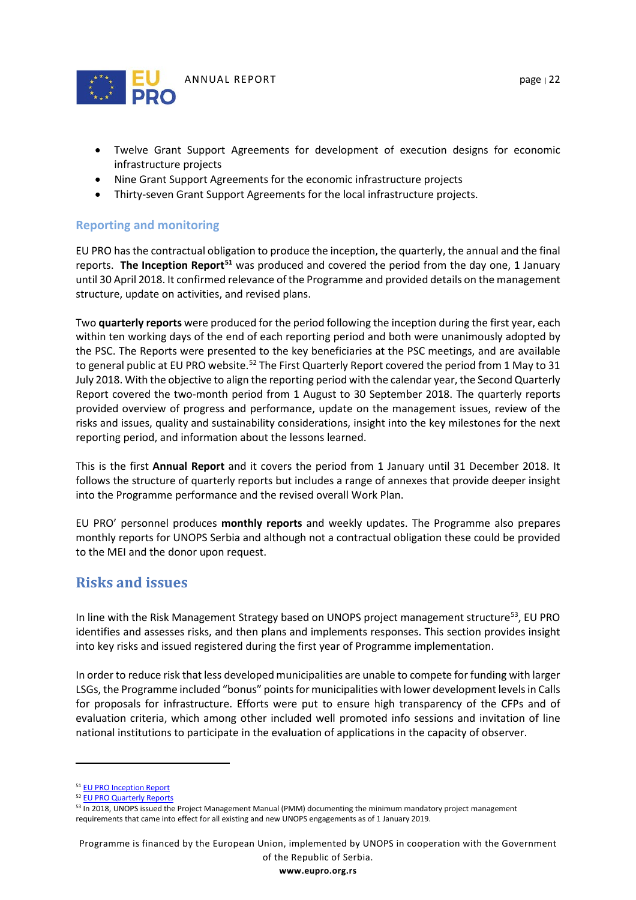- Twelve Grant Support Agreements for development of execution designs for economic infrastructure projects
- Nine Grant Support Agreements for the economic infrastructure projects
- Thirty-seven Grant Support Agreements for the local infrastructure projects.

### Reporting and monitoring

EU PRO has the contractual obligation to produce the inception, the quarterly, the annual and the final reports. **The Inception Report**[51] was produced and covered the period from the day one, 1 January until 30 April 2018. It confirmed relevance of the Programme and provided details on the management structure, update on activities, and revised plans.

Two **quarterly reports** were produced for the period following the inception during the first year, each within ten working days of the end of each reporting period and both were unanimously adopted by the PSC. The Reports were presented to the key beneficiaries at the PSC meetings, and are available to general public at EU PRO website.[52] The First Quarterly Report covered the period from 1 May to 31 July 2018. With the objective to align the reporting period with the calendar year, the Second Quarterly Report covered the two-month period from 1 August to 30 September 2018. The quarterly reports provided overview of progress and performance, update on the management issues, review of the risks and issues, quality and sustainability considerations, insight into the key milestones for the next reporting period, and information about the lessons learned.

This is the first **Annual Report** and it covers the period from 1 January until 31 December 2018. It follows the structure of quarterly reports but includes a range of annexes that provide deeper insight into the Programme performance and the revised overall Work Plan.

EU PRO' personnel produces **monthly reports** and weekly updates. The Programme also prepares monthly reports for UNOPS Serbia and although not a contractual obligation these could be provided to the MEI and the donor upon request.

## Risks and issues

In line with the Risk Management Strategy based on UNOPS project management structure[53], EU PRO identifies and assesses risks, and then plans and implements responses. This section provides insight into key risks and issued registered during the first year of Programme implementation.

In order to reduce risk that less developed municipalities are unable to compete for funding with larger LSGs, the Programme included "bonus" points for municipalities with lower development levels in Calls for proposals for infrastructure. Efforts were put to ensure high transparency of the CFPs and of evaluation criteria, which among other included well promoted info sessions and invitation of line national institutions to participate in the evaluation of applications in the capacity of observer.

---

[51] EU PRO Inception Report

[52] EU PRO Quarterly Reports

[53] In 2018, UNOPS issued the Project Management Manual (PMM) documenting the minimum mandatory project management requirements that came into effect for all existing and new UNOPS engagements as of 1 January 2019.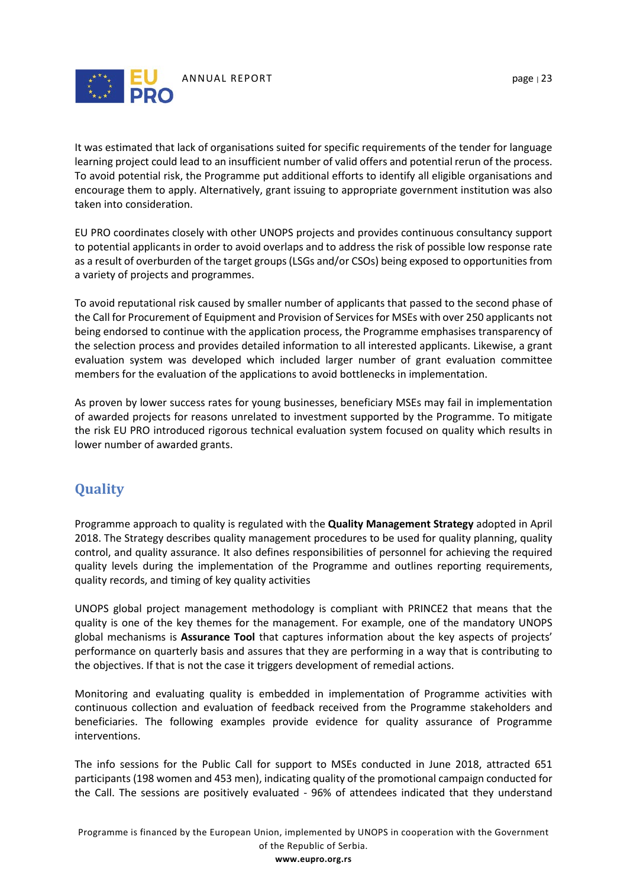It was estimated that lack of organisations suited for specific requirements of the tender for language learning project could lead to an insufficient number of valid offers and potential rerun of the process. To avoid potential risk, the Programme put additional efforts to identify all eligible organisations and encourage them to apply. Alternatively, grant issuing to appropriate government institution was also taken into consideration.

EU PRO coordinates closely with other UNOPS projects and provides continuous consultancy support to potential applicants in order to avoid overlaps and to address the risk of possible low response rate as a result of overburden of the target groups (LSGs and/or CSOs) being exposed to opportunities from a variety of projects and programmes.

To avoid reputational risk caused by smaller number of applicants that passed to the second phase of the Call for Procurement of Equipment and Provision of Services for MSEs with over 250 applicants not being endorsed to continue with the application process, the Programme emphasises transparency of the selection process and provides detailed information to all interested applicants. Likewise, a grant evaluation system was developed which included larger number of grant evaluation committee members for the evaluation of the applications to avoid bottlenecks in implementation.

As proven by lower success rates for young businesses, beneficiary MSEs may fail in implementation of awarded projects for reasons unrelated to investment supported by the Programme. To mitigate the risk EU PRO introduced rigorous technical evaluation system focused on quality which results in lower number of awarded grants.

## Quality

Programme approach to quality is regulated with the **Quality Management Strategy** adopted in April 2018. The Strategy describes quality management procedures to be used for quality planning, quality control, and quality assurance. It also defines responsibilities of personnel for achieving the required quality levels during the implementation of the Programme and outlines reporting requirements, quality records, and timing of key quality activities

UNOPS global project management methodology is compliant with PRINCE2 that means that the quality is one of the key themes for the management. For example, one of the mandatory UNOPS global mechanisms is **Assurance Tool** that captures information about the key aspects of projects' performance on quarterly basis and assures that they are performing in a way that is contributing to the objectives. If that is not the case it triggers development of remedial actions.

Monitoring and evaluating quality is embedded in implementation of Programme activities with continuous collection and evaluation of feedback received from the Programme stakeholders and beneficiaries. The following examples provide evidence for quality assurance of Programme interventions.

The info sessions for the Public Call for support to MSEs conducted in June 2018, attracted 651 participants (198 women and 453 men), indicating quality of the promotional campaign conducted for the Call. The sessions are positively evaluated - 96% of attendees indicated that they understand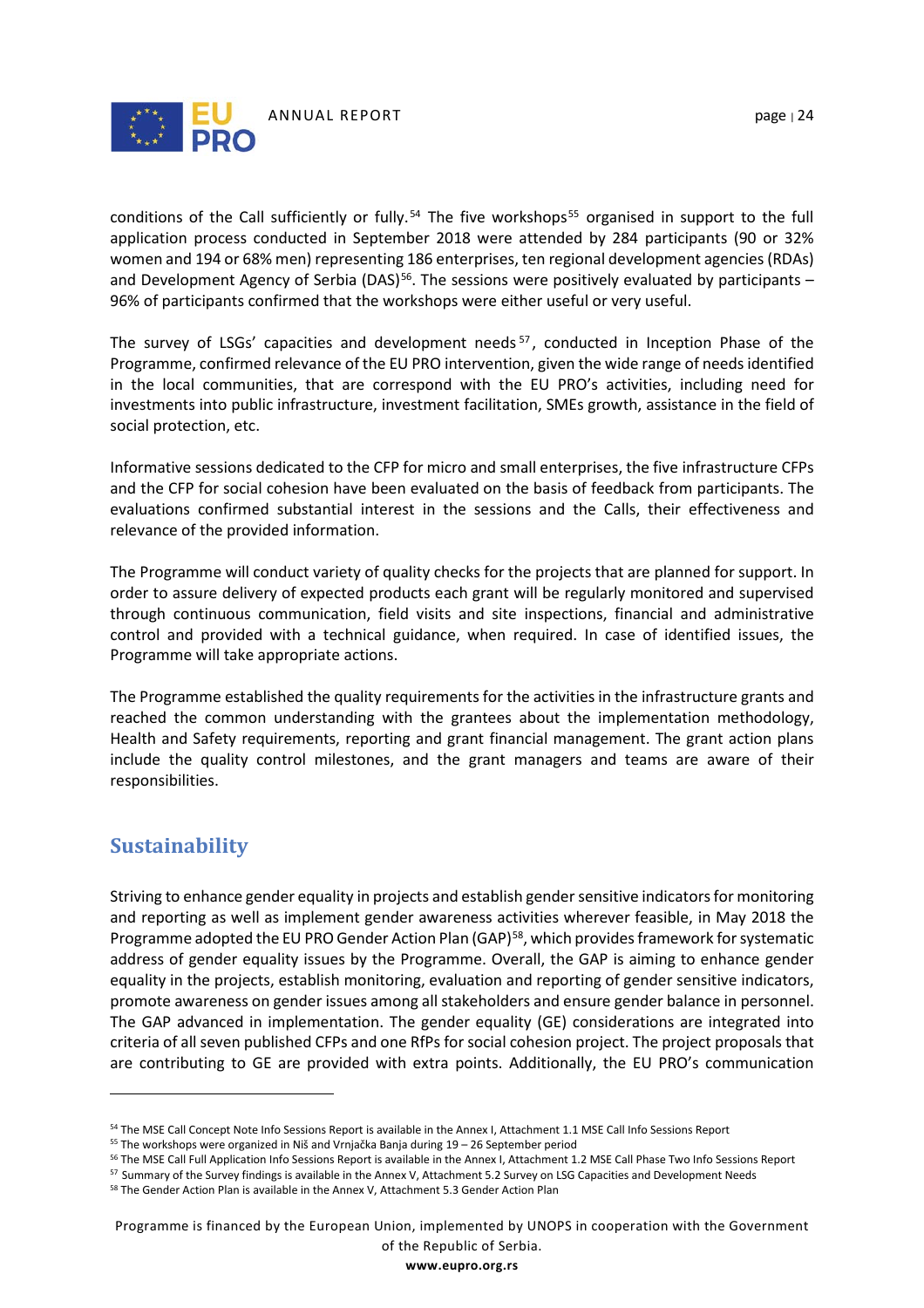conditions of the Call sufficiently or fully.[54] The five workshops[55] organised in support to the full application process conducted in September 2018 were attended by 284 participants (90 or 32% women and 194 or 68% men) representing 186 enterprises, ten regional development agencies (RDAs) and Development Agency of Serbia (DAS)[56]. The sessions were positively evaluated by participants – 96% of participants confirmed that the workshops were either useful or very useful.

The survey of LSGs' capacities and development needs[57], conducted in Inception Phase of the Programme, confirmed relevance of the EU PRO intervention, given the wide range of needs identified in the local communities, that are correspond with the EU PRO's activities, including need for investments into public infrastructure, investment facilitation, SMEs growth, assistance in the field of social protection, etc.

Informative sessions dedicated to the CFP for micro and small enterprises, the five infrastructure CFPs and the CFP for social cohesion have been evaluated on the basis of feedback from participants. The evaluations confirmed substantial interest in the sessions and the Calls, their effectiveness and relevance of the provided information.

The Programme will conduct variety of quality checks for the projects that are planned for support. In order to assure delivery of expected products each grant will be regularly monitored and supervised through continuous communication, field visits and site inspections, financial and administrative control and provided with a technical guidance, when required. In case of identified issues, the Programme will take appropriate actions.

The Programme established the quality requirements for the activities in the infrastructure grants and reached the common understanding with the grantees about the implementation methodology, Health and Safety requirements, reporting and grant financial management. The grant action plans include the quality control milestones, and the grant managers and teams are aware of their responsibilities.

## Sustainability

Striving to enhance gender equality in projects and establish gender sensitive indicators for monitoring and reporting as well as implement gender awareness activities wherever feasible, in May 2018 the Programme adopted the EU PRO Gender Action Plan (GAP)[58], which provides framework for systematic address of gender equality issues by the Programme. Overall, the GAP is aiming to enhance gender equality in the projects, establish monitoring, evaluation and reporting of gender sensitive indicators, promote awareness on gender issues among all stakeholders and ensure gender balance in personnel. The GAP advanced in implementation. The gender equality (GE) considerations are integrated into criteria of all seven published CFPs and one RfPs for social cohesion project. The project proposals that are contributing to GE are provided with extra points. Additionally, the EU PRO's communication

---

[54] The MSE Call Concept Note Info Sessions Report is available in the Annex I, Attachment 1.1 MSE Call Info Sessions Report

[55] The workshops were organized in Niš and Vrnjačka Banja during 19 – 26 September period

[56] The MSE Call Full Application Info Sessions Report is available in the Annex I, Attachment 1.2 MSE Call Phase Two Info Sessions Report

[57] Summary of the Survey findings is available in the Annex V, Attachment 5.2 Survey on LSG Capacities and Development Needs

[58] The Gender Action Plan is available in the Annex V, Attachment 5.3 Gender Action Plan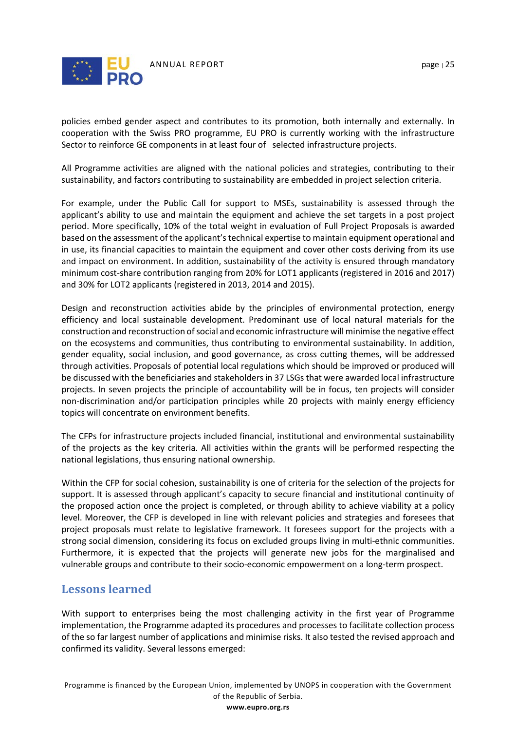policies embed gender aspect and contributes to its promotion, both internally and externally. In cooperation with the Swiss PRO programme, EU PRO is currently working with the infrastructure Sector to reinforce GE components in at least four of  selected infrastructure projects.

All Programme activities are aligned with the national policies and strategies, contributing to their sustainability, and factors contributing to sustainability are embedded in project selection criteria.

For example, under the Public Call for support to MSEs, sustainability is assessed through the applicant's ability to use and maintain the equipment and achieve the set targets in a post project period. More specifically, 10% of the total weight in evaluation of Full Project Proposals is awarded based on the assessment of the applicant's technical expertise to maintain equipment operational and in use, its financial capacities to maintain the equipment and cover other costs deriving from its use and impact on environment. In addition, sustainability of the activity is ensured through mandatory minimum cost-share contribution ranging from 20% for LOT1 applicants (registered in 2016 and 2017) and 30% for LOT2 applicants (registered in 2013, 2014 and 2015).

Design and reconstruction activities abide by the principles of environmental protection, energy efficiency and local sustainable development. Predominant use of local natural materials for the construction and reconstruction of social and economic infrastructure will minimise the negative effect on the ecosystems and communities, thus contributing to environmental sustainability. In addition, gender equality, social inclusion, and good governance, as cross cutting themes, will be addressed through activities. Proposals of potential local regulations which should be improved or produced will be discussed with the beneficiaries and stakeholders in 37 LSGs that were awarded local infrastructure projects. In seven projects the principle of accountability will be in focus, ten projects will consider non-discrimination and/or participation principles while 20 projects with mainly energy efficiency topics will concentrate on environment benefits.

The CFPs for infrastructure projects included financial, institutional and environmental sustainability of the projects as the key criteria. All activities within the grants will be performed respecting the national legislations, thus ensuring national ownership.

Within the CFP for social cohesion, sustainability is one of criteria for the selection of the projects for support. It is assessed through applicant's capacity to secure financial and institutional continuity of the proposed action once the project is completed, or through ability to achieve viability at a policy level. Moreover, the CFP is developed in line with relevant policies and strategies and foresees that project proposals must relate to legislative framework. It foresees support for the projects with a strong social dimension, considering its focus on excluded groups living in multi-ethnic communities. Furthermore, it is expected that the projects will generate new jobs for the marginalised and vulnerable groups and contribute to their socio-economic empowerment on a long-term prospect.

## Lessons learned

With support to enterprises being the most challenging activity in the first year of Programme implementation, the Programme adapted its procedures and processes to facilitate collection process of the so far largest number of applications and minimise risks. It also tested the revised approach and confirmed its validity. Several lessons emerged: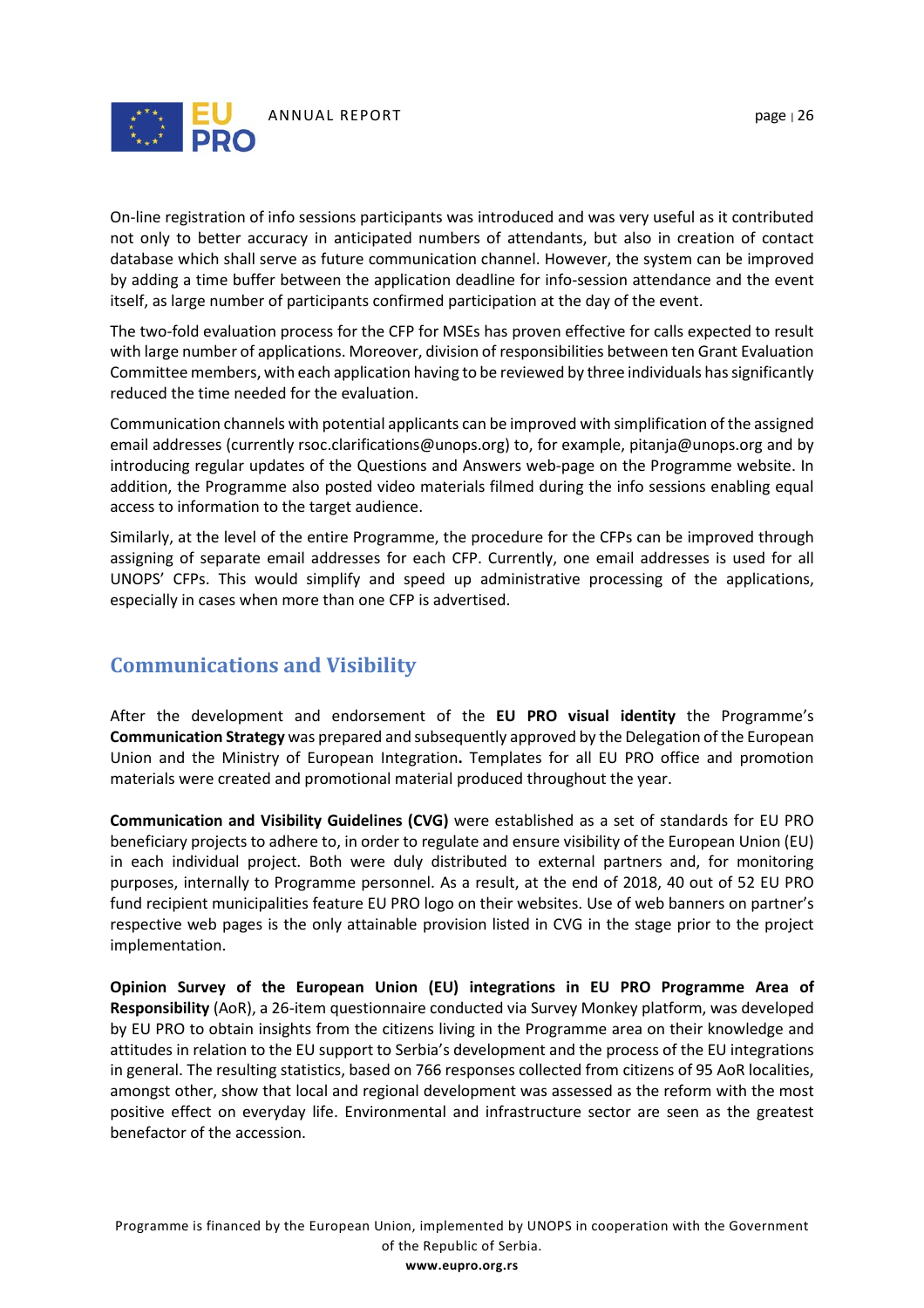On-line registration of info sessions participants was introduced and was very useful as it contributed not only to better accuracy in anticipated numbers of attendants, but also in creation of contact database which shall serve as future communication channel. However, the system can be improved by adding a time buffer between the application deadline for info-session attendance and the event itself, as large number of participants confirmed participation at the day of the event.

The two-fold evaluation process for the CFP for MSEs has proven effective for calls expected to result with large number of applications. Moreover, division of responsibilities between ten Grant Evaluation Committee members, with each application having to be reviewed by three individuals has significantly reduced the time needed for the evaluation.

Communication channels with potential applicants can be improved with simplification of the assigned email addresses (currently rsoc.clarifications@unops.org) to, for example, pitanja@unops.org and by introducing regular updates of the Questions and Answers web-page on the Programme website. In addition, the Programme also posted video materials filmed during the info sessions enabling equal access to information to the target audience.

Similarly, at the level of the entire Programme, the procedure for the CFPs can be improved through assigning of separate email addresses for each CFP. Currently, one email addresses is used for all UNOPS' CFPs. This would simplify and speed up administrative processing of the applications, especially in cases when more than one CFP is advertised.

## Communications and Visibility

After the development and endorsement of the **EU PRO visual identity** the Programme's **Communication Strategy** was prepared and subsequently approved by the Delegation of the European Union and the Ministry of European Integration**.** Templates for all EU PRO office and promotion materials were created and promotional material produced throughout the year.

**Communication and Visibility Guidelines (CVG)** were established as a set of standards for EU PRO beneficiary projects to adhere to, in order to regulate and ensure visibility of the European Union (EU) in each individual project. Both were duly distributed to external partners and, for monitoring purposes, internally to Programme personnel. As a result, at the end of 2018, 40 out of 52 EU PRO fund recipient municipalities feature EU PRO logo on their websites. Use of web banners on partner's respective web pages is the only attainable provision listed in CVG in the stage prior to the project implementation.

**Opinion Survey of the European Union (EU) integrations in EU PRO Programme Area of Responsibility** (AoR), a 26-item questionnaire conducted via Survey Monkey platform, was developed by EU PRO to obtain insights from the citizens living in the Programme area on their knowledge and attitudes in relation to the EU support to Serbia's development and the process of the EU integrations in general. The resulting statistics, based on 766 responses collected from citizens of 95 AoR localities, amongst other, show that local and regional development was assessed as the reform with the most positive effect on everyday life. Environmental and infrastructure sector are seen as the greatest benefactor of the accession.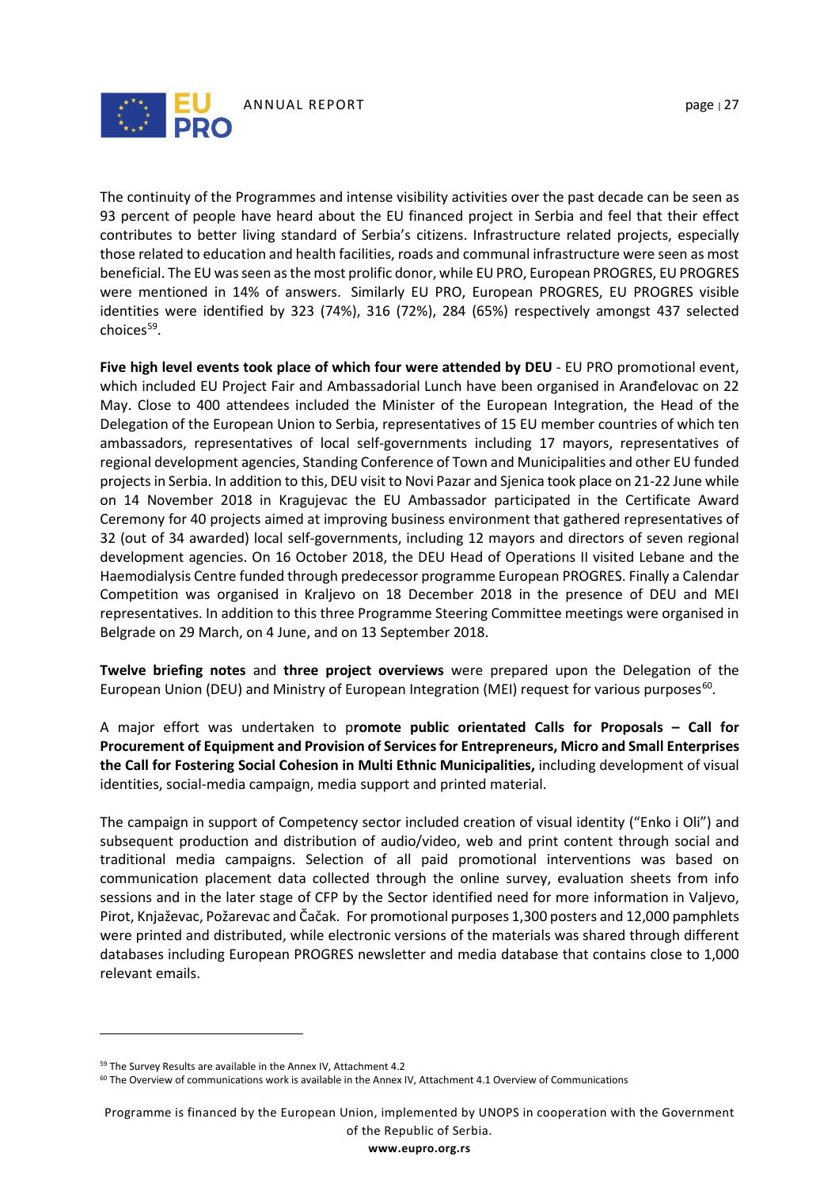The continuity of the Programmes and intense visibility activities over the past decade can be seen as 93 percent of people have heard about the EU financed project in Serbia and feel that their effect contributes to better living standard of Serbia's citizens. Infrastructure related projects, especially those related to education and health facilities, roads and communal infrastructure were seen as most beneficial. The EU was seen as the most prolific donor, while EU PRO, European PROGRES, EU PROGRES were mentioned in 14% of answers. Similarly EU PRO, European PROGRES, EU PROGRES visible identities were identified by 323 (74%), 316 (72%), 284 (65%) respectively amongst 437 selected choices[59].

**Five high level events took place of which four were attended by DEU** - EU PRO promotional event, which included EU Project Fair and Ambassadorial Lunch have been organised in Aranđelovac on 22 May. Close to 400 attendees included the Minister of the European Integration, the Head of the Delegation of the European Union to Serbia, representatives of 15 EU member countries of which ten ambassadors, representatives of local self-governments including 17 mayors, representatives of regional development agencies, Standing Conference of Town and Municipalities and other EU funded projects in Serbia. In addition to this, DEU visit to Novi Pazar and Sjenica took place on 21-22 June while on 14 November 2018 in Kragujevac the EU Ambassador participated in the Certificate Award Ceremony for 40 projects aimed at improving business environment that gathered representatives of 32 (out of 34 awarded) local self-governments, including 12 mayors and directors of seven regional development agencies. On 16 October 2018, the DEU Head of Operations II visited Lebane and the Haemodialysis Centre funded through predecessor programme European PROGRES. Finally a Calendar Competition was organised in Kraljevo on 18 December 2018 in the presence of DEU and MEI representatives. In addition to this three Programme Steering Committee meetings were organised in Belgrade on 29 March, on 4 June, and on 13 September 2018.

**Twelve briefing notes** and **three project overviews** were prepared upon the Delegation of the European Union (DEU) and Ministry of European Integration (MEI) request for various purposes[60].

A major effort was undertaken to p**romote public orientated Calls for Proposals – Call for Procurement of Equipment and Provision of Services for Entrepreneurs, Micro and Small Enterprises the Call for Fostering Social Cohesion in Multi Ethnic Municipalities,** including development of visual identities, social-media campaign, media support and printed material.

The campaign in support of Competency sector included creation of visual identity ("Enko i Oli") and subsequent production and distribution of audio/video, web and print content through social and traditional media campaigns. Selection of all paid promotional interventions was based on communication placement data collected through the online survey, evaluation sheets from info sessions and in the later stage of CFP by the Sector identified need for more information in Valjevo, Pirot, Knjaževac, Požarevac and Čačak. For promotional purposes 1,300 posters and 12,000 pamphlets were printed and distributed, while electronic versions of the materials was shared through different databases including European PROGRES newsletter and media database that contains close to 1,000 relevant emails.

---

[59] The Survey Results are available in the Annex IV, Attachment 4.2

[60] The Overview of communications work is available in the Annex IV, Attachment 4.1 Overview of Communications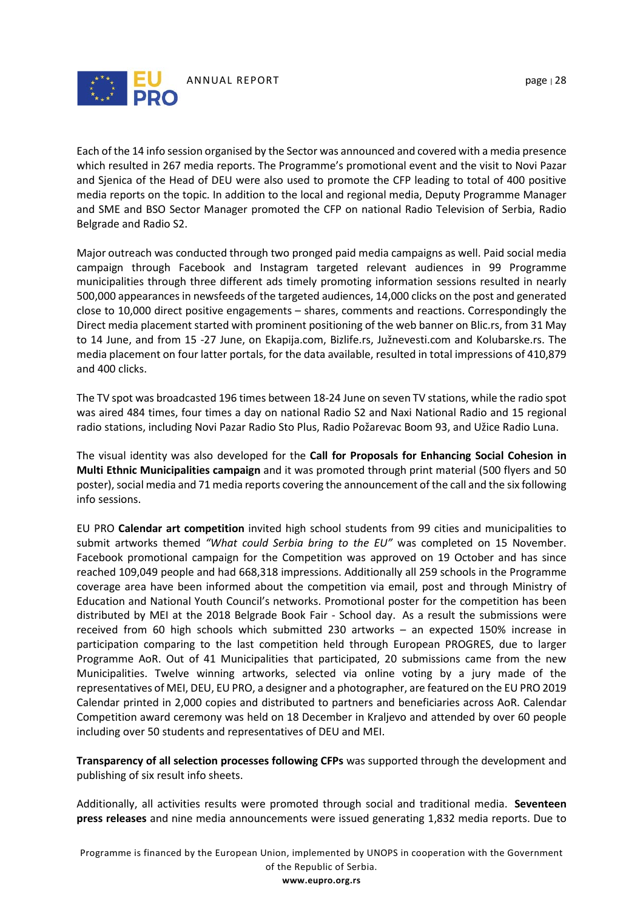Each of the 14 info session organised by the Sector was announced and covered with a media presence which resulted in 267 media reports. The Programme's promotional event and the visit to Novi Pazar and Sjenica of the Head of DEU were also used to promote the CFP leading to total of 400 positive media reports on the topic. In addition to the local and regional media, Deputy Programme Manager and SME and BSO Sector Manager promoted the CFP on national Radio Television of Serbia, Radio Belgrade and Radio S2.

Major outreach was conducted through two pronged paid media campaigns as well. Paid social media campaign through Facebook and Instagram targeted relevant audiences in 99 Programme municipalities through three different ads timely promoting information sessions resulted in nearly 500,000 appearances in newsfeeds of the targeted audiences, 14,000 clicks on the post and generated close to 10,000 direct positive engagements – shares, comments and reactions. Correspondingly the Direct media placement started with prominent positioning of the web banner on Blic.rs, from 31 May to 14 June, and from 15 -27 June, on Ekapija.com, Bizlife.rs, Južnevesti.com and Kolubarske.rs. The media placement on four latter portals, for the data available, resulted in total impressions of 410,879 and 400 clicks.

The TV spot was broadcasted 196 times between 18-24 June on seven TV stations, while the radio spot was aired 484 times, four times a day on national Radio S2 and Naxi National Radio and 15 regional radio stations, including Novi Pazar Radio Sto Plus, Radio Požarevac Boom 93, and Užice Radio Luna.

The visual identity was also developed for the **Call for Proposals for Enhancing Social Cohesion in Multi Ethnic Municipalities campaign** and it was promoted through print material (500 flyers and 50 poster), social media and 71 media reports covering the announcement of the call and the six following info sessions.

EU PRO **Calendar art competition** invited high school students from 99 cities and municipalities to submit artworks themed *"What could Serbia bring to the EU"* was completed on 15 November. Facebook promotional campaign for the Competition was approved on 19 October and has since reached 109,049 people and had 668,318 impressions. Additionally all 259 schools in the Programme coverage area have been informed about the competition via email, post and through Ministry of Education and National Youth Council's networks. Promotional poster for the competition has been distributed by MEI at the 2018 Belgrade Book Fair - School day. As a result the submissions were received from 60 high schools which submitted 230 artworks – an expected 150% increase in participation comparing to the last competition held through European PROGRES, due to larger Programme AoR. Out of 41 Municipalities that participated, 20 submissions came from the new Municipalities. Twelve winning artworks, selected via online voting by a jury made of the representatives of MEI, DEU, EU PRO, a designer and a photographer, are featured on the EU PRO 2019 Calendar printed in 2,000 copies and distributed to partners and beneficiaries across AoR. Calendar Competition award ceremony was held on 18 December in Kraljevo and attended by over 60 people including over 50 students and representatives of DEU and MEI.

**Transparency of all selection processes following CFPs** was supported through the development and publishing of six result info sheets.

Additionally, all activities results were promoted through social and traditional media. **Seventeen press releases** and nine media announcements were issued generating 1,832 media reports. Due to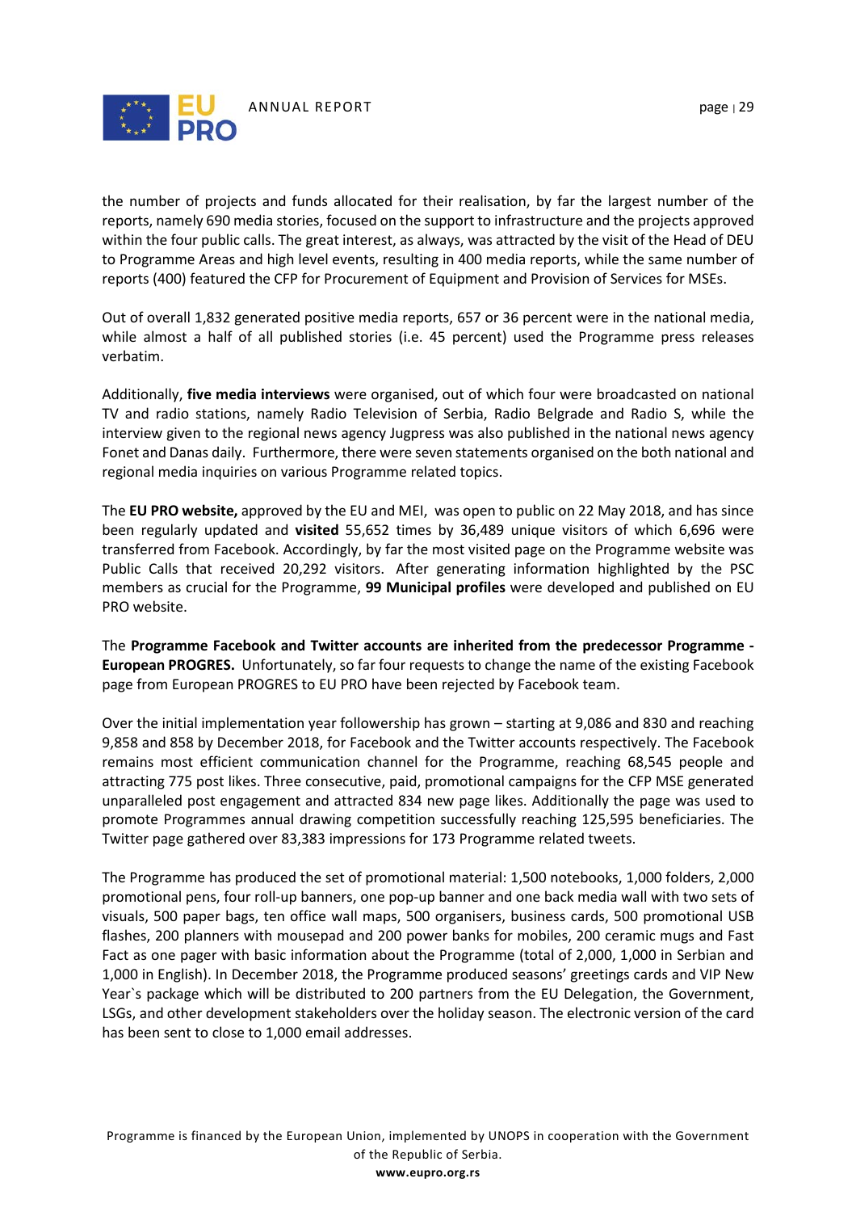the number of projects and funds allocated for their realisation, by far the largest number of the reports, namely 690 media stories, focused on the support to infrastructure and the projects approved within the four public calls. The great interest, as always, was attracted by the visit of the Head of DEU to Programme Areas and high level events, resulting in 400 media reports, while the same number of reports (400) featured the CFP for Procurement of Equipment and Provision of Services for MSEs.

Out of overall 1,832 generated positive media reports, 657 or 36 percent were in the national media, while almost a half of all published stories (i.e. 45 percent) used the Programme press releases verbatim.

Additionally, **five media interviews** were organised, out of which four were broadcasted on national TV and radio stations, namely Radio Television of Serbia, Radio Belgrade and Radio S, while the interview given to the regional news agency Jugpress was also published in the national news agency Fonet and Danas daily. Furthermore, there were seven statements organised on the both national and regional media inquiries on various Programme related topics.

The **EU PRO website,** approved by the EU and MEI, was open to public on 22 May 2018, and has since been regularly updated and **visited** 55,652 times by 36,489 unique visitors of which 6,696 were transferred from Facebook. Accordingly, by far the most visited page on the Programme website was Public Calls that received 20,292 visitors. After generating information highlighted by the PSC members as crucial for the Programme, **99 Municipal profiles** were developed and published on EU PRO website.

The **Programme Facebook and Twitter accounts are inherited from the predecessor Programme - European PROGRES.** Unfortunately, so far four requests to change the name of the existing Facebook page from European PROGRES to EU PRO have been rejected by Facebook team.

Over the initial implementation year followership has grown – starting at 9,086 and 830 and reaching 9,858 and 858 by December 2018, for Facebook and the Twitter accounts respectively. The Facebook remains most efficient communication channel for the Programme, reaching 68,545 people and attracting 775 post likes. Three consecutive, paid, promotional campaigns for the CFP MSE generated unparalleled post engagement and attracted 834 new page likes. Additionally the page was used to promote Programmes annual drawing competition successfully reaching 125,595 beneficiaries. The Twitter page gathered over 83,383 impressions for 173 Programme related tweets.

The Programme has produced the set of promotional material: 1,500 notebooks, 1,000 folders, 2,000 promotional pens, four roll-up banners, one pop-up banner and one back media wall with two sets of visuals, 500 paper bags, ten office wall maps, 500 organisers, business cards, 500 promotional USB flashes, 200 planners with mousepad and 200 power banks for mobiles, 200 ceramic mugs and Fast Fact as one pager with basic information about the Programme (total of 2,000, 1,000 in Serbian and 1,000 in English). In December 2018, the Programme produced seasons' greetings cards and VIP New Year`s package which will be distributed to 200 partners from the EU Delegation, the Government, LSGs, and other development stakeholders over the holiday season. The electronic version of the card has been sent to close to 1,000 email addresses.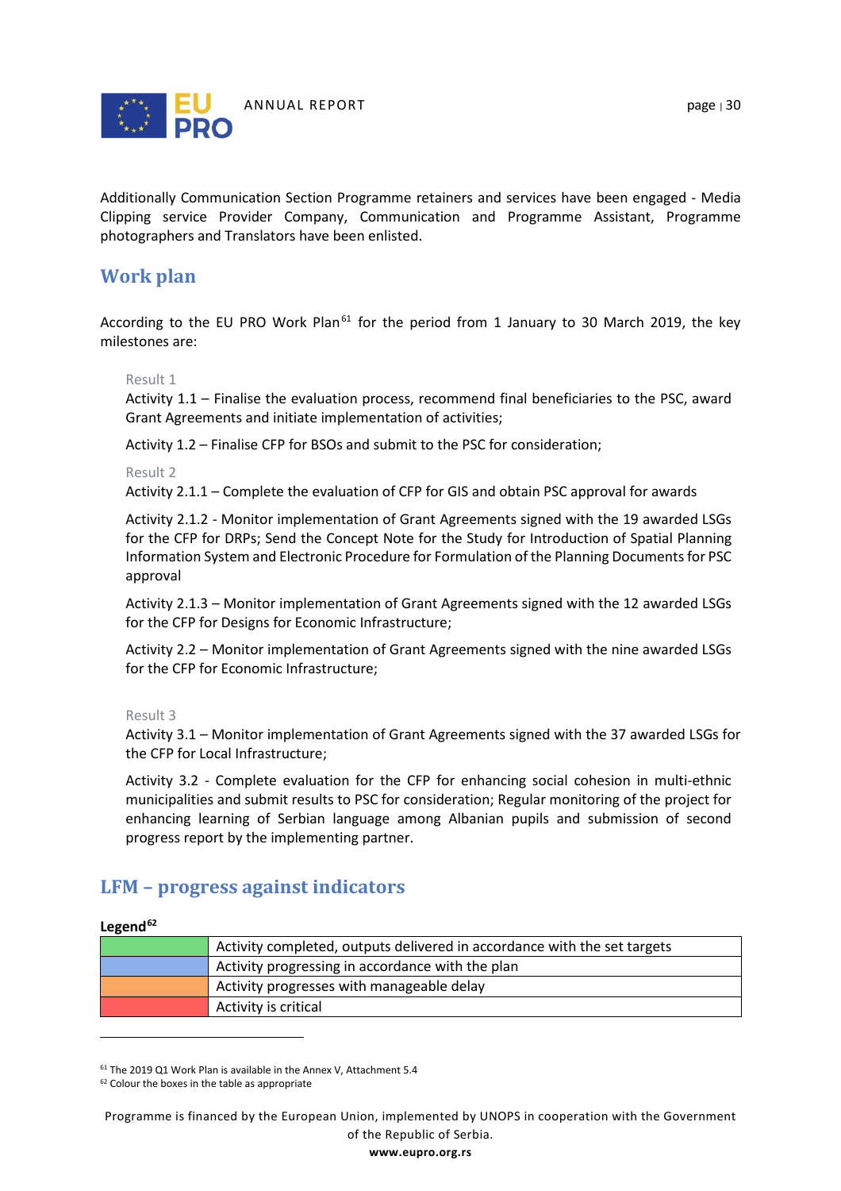Additionally Communication Section Programme retainers and services have been engaged - Media Clipping service Provider Company, Communication and Programme Assistant, Programme photographers and Translators have been enlisted.

## Work plan

According to the EU PRO Work Plan[61] for the period from 1 January to 30 March 2019, the key milestones are:

Result 1

Activity 1.1 – Finalise the evaluation process, recommend final beneficiaries to the PSC, award Grant Agreements and initiate implementation of activities;

Activity 1.2 – Finalise CFP for BSOs and submit to the PSC for consideration;

Result 2

Activity 2.1.1 – Complete the evaluation of CFP for GIS and obtain PSC approval for awards

Activity 2.1.2 - Monitor implementation of Grant Agreements signed with the 19 awarded LSGs for the CFP for DRPs; Send the Concept Note for the Study for Introduction of Spatial Planning Information System and Electronic Procedure for Formulation of the Planning Documents for PSC approval

Activity 2.1.3 – Monitor implementation of Grant Agreements signed with the 12 awarded LSGs for the CFP for Designs for Economic Infrastructure;

Activity 2.2 – Monitor implementation of Grant Agreements signed with the nine awarded LSGs for the CFP for Economic Infrastructure;

Result 3

Activity 3.1 – Monitor implementation of Grant Agreements signed with the 37 awarded LSGs for the CFP for Local Infrastructure;

Activity 3.2 - Complete evaluation for the CFP for enhancing social cohesion in multi-ethnic municipalities and submit results to PSC for consideration; Regular monitoring of the project for enhancing learning of Serbian language among Albanian pupils and submission of second progress report by the implementing partner.

## LFM – progress against indicators

**Legend**[62]

| | |
|---|---|
| (green) | Activity completed, outputs delivered in accordance with the set targets |
| (blue) | Activity progressing in accordance with the plan |
| (orange) | Activity progresses with manageable delay |
| (red) | Activity is critical |

[61] The 2019 Q1 Work Plan is available in the Annex V, Attachment 5.4

[62] Colour the boxes in the table as appropriate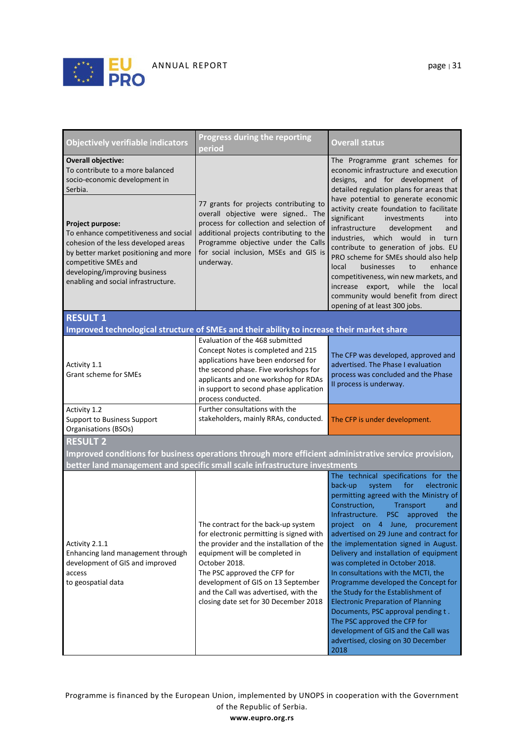| Objectively verifiable indicators | Progress during the reporting period | Overall status |
|---|---|---|
| **Overall objective:** To contribute to a more balanced socio-economic development in Serbia.<br><br>**Project purpose:** To enhance competitiveness and social cohesion of the less developed areas by better market positioning and more competitive SMEs and developing/improving business enabling and social infrastructure. | 77 grants for projects contributing to overall objective were signed.. The process for collection and selection of additional projects contributing to the Programme objective under the Calls for social inclusion, MSEs and GIS is underway. | The Programme grant schemes for economic infrastructure and execution designs, and for development of detailed regulation plans for areas that have potential to generate economic activity create foundation to facilitate significant investments into infrastructure development and industries, which would in turn contribute to generation of jobs. EU PRO scheme for SMEs should also help local businesses to enhance competitiveness, win new markets, and increase export, while the local community would benefit from direct opening of at least 300 jobs. |
| **RESULT 1**<br>**Improved technological structure of SMEs and their ability to increase their market share** | | |
| Activity 1.1<br>Grant scheme for SMEs | Evaluation of the 468 submitted Concept Notes is completed and 215 applications have been endorsed for the second phase. Five workshops for applicants and one workshop for RDAs in support to second phase application process conducted. | The CFP was developed, approved and advertised. The Phase I evaluation process was concluded and the Phase II process is underway. |
| Activity 1.2<br>Support to Business Support Organisations (BSOs) | Further consultations with the stakeholders, mainly RRAs, conducted. | The CFP is under development. |
| **RESULT 2**<br>**Improved conditions for business operations through more efficient administrative service provision, better land management and specific small scale infrastructure investments** | | |
| Activity 2.1.1<br>Enhancing land management through development of GIS and improved access to geospatial data | The contract for the back-up system for electronic permitting is signed with the provider and the installation of the equipment will be completed in October 2018.<br>The PSC approved the CFP for development of GIS on 13 September and the Call was advertised, with the closing date set for 30 December 2018 | The technical specifications for the back-up system for electronic permitting agreed with the Ministry of Construction, Transport and Infrastructure. PSC approved the project on 4 June, procurement advertised on 29 June and contract for the implementation signed in August. Delivery and installation of equipment was completed in October 2018.<br>In consultations with the MCTI, the Programme developed the Concept for the Study for the Establishment of Electronic Preparation of Planning Documents, PSC approval pending t .<br>The PSC approved the CFP for development of GIS and the Call was advertised, closing on 30 December 2018 |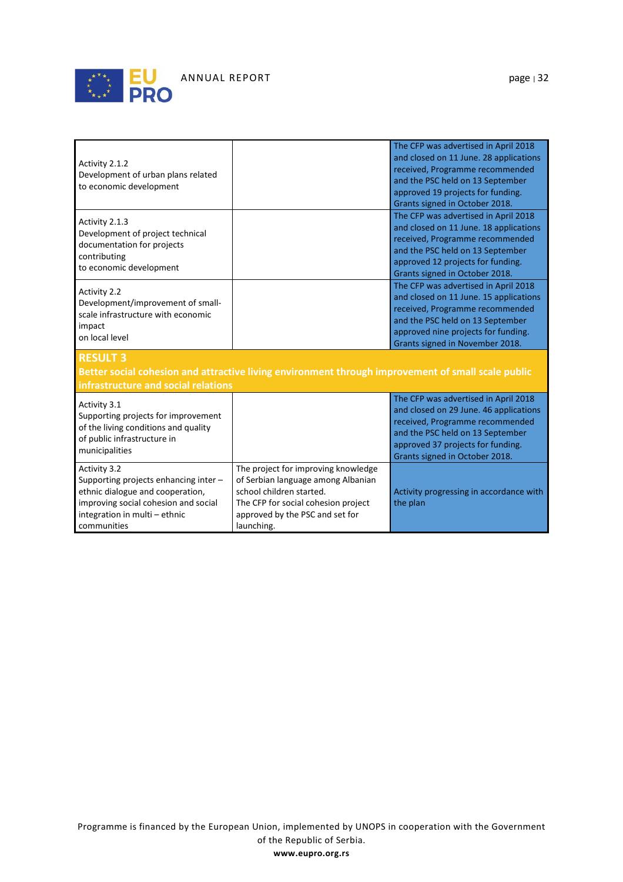| | | |
|---|---|---|
| Activity 2.1.2<br>Development of urban plans related to economic development | | The CFP was advertised in April 2018 and closed on 11 June. 28 applications received, Programme recommended and the PSC held on 13 September approved 19 projects for funding. Grants signed in October 2018. |
| Activity 2.1.3<br>Development of project technical documentation for projects contributing<br>to economic development | | The CFP was advertised in April 2018 and closed on 11 June. 18 applications received, Programme recommended and the PSC held on 13 September approved 12 projects for funding. Grants signed in October 2018. |
| Activity 2.2<br>Development/improvement of small-scale infrastructure with economic impact<br>on local level | | The CFP was advertised in April 2018 and closed on 11 June. 15 applications received, Programme recommended and the PSC held on 13 September approved nine projects for funding. Grants signed in November 2018. |
| **RESULT 3**<br>**Better social cohesion and attractive living environment through improvement of small scale public infrastructure and social relations** | | |
| Activity 3.1<br>Supporting projects for improvement of the living conditions and quality of public infrastructure in municipalities | | The CFP was advertised in April 2018 and closed on 29 June. 46 applications received, Programme recommended and the PSC held on 13 September approved 37 projects for funding. Grants signed in October 2018. |
| Activity 3.2<br>Supporting projects enhancing inter – ethnic dialogue and cooperation, improving social cohesion and social integration in multi – ethnic communities | The project for improving knowledge of Serbian language among Albanian school children started.<br>The CFP for social cohesion project approved by the PSC and set for launching. | Activity progressing in accordance with the plan |

Programme is financed by the European Union, implemented by UNOPS in cooperation with the Government of the Republic of Serbia.

**www.eupro.org.rs**